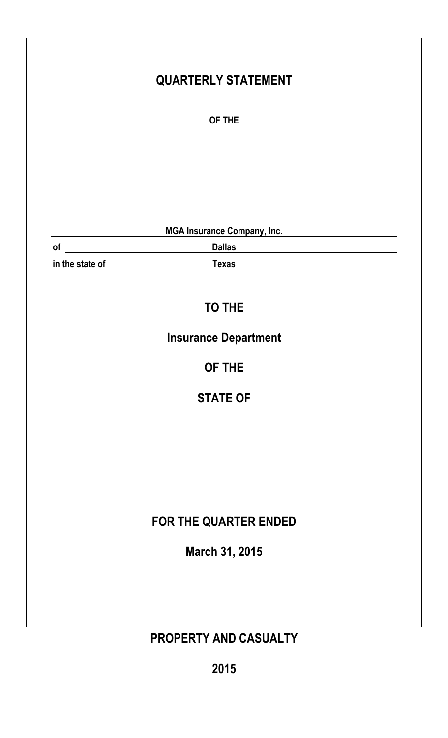# QUARTERLY STATEMENT

**OF THE**

**MGA Insurance Company, Inc.**

**of** **Dallas**

**in the state of** **Texas**

## TO THE

## Insurance Department

## OF THE

## STATE OF

## FOR THE QUARTER ENDED

## March 31, 2015

## PROPERTY AND CASUALTY

## 2015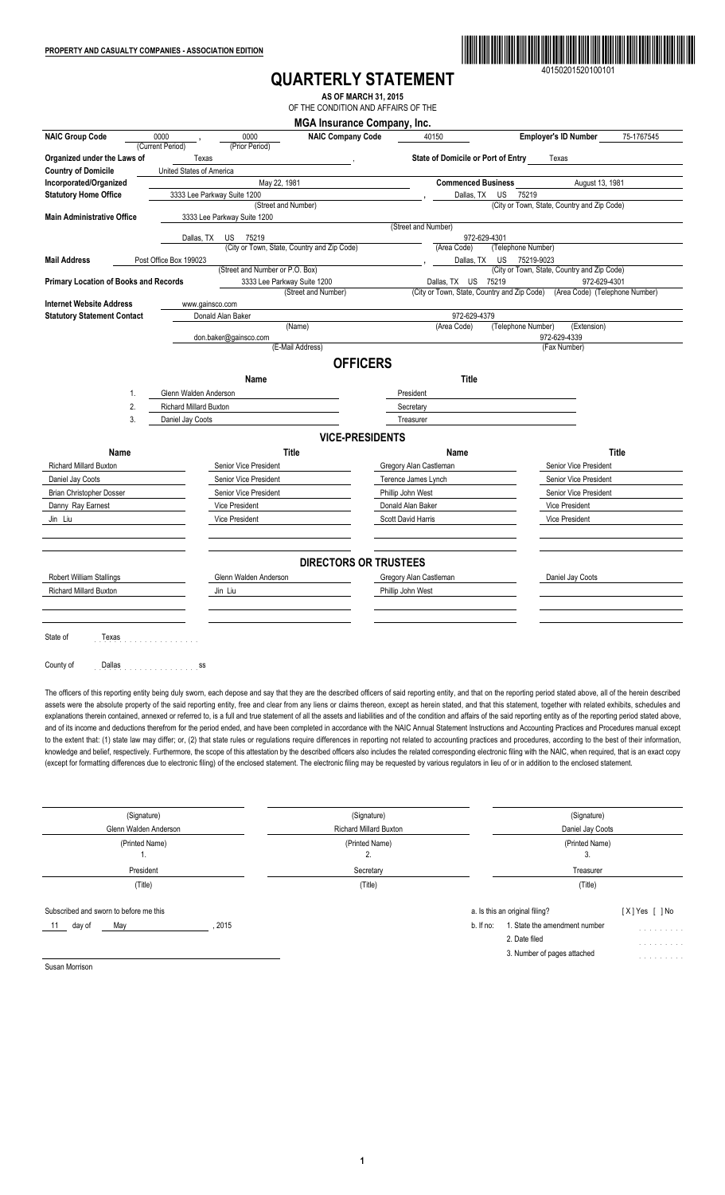PROPERTY AND CASUALTY COMPANIES - ASSOCIATION EDITION

40150201520100101

# QUARTERLY STATEMENT

**AS OF MARCH 31, 2015**

OF THE CONDITION AND AFFAIRS OF THE

## MGA Insurance Company, Inc.

| | | | | |
|---|---|---|---|---|
| **NAIC Group Code** | 0000 (Current Period), 0000 (Prior Period) | **NAIC Company Code** 40150 | **Employer's ID Number** | 75-1767545 |
| **Organized under the Laws of** | Texas | **State of Domicile or Port of Entry** | Texas | |
| **Country of Domicile** | United States of America | | | |
| **Incorporated/Organized** | May 22, 1981 | **Commenced Business** | August 13, 1981 | |
| **Statutory Home Office** | 3333 Lee Parkway Suite 1200 (Street and Number) | Dallas, TX US 75219 (City or Town, State, Country and Zip Code) | | |
| **Main Administrative Office** | 3333 Lee Parkway Suite 1200 (Street and Number) | | | |
| | Dallas, TX US 75219 (City or Town, State, Country and Zip Code) | 972-629-4301 (Area Code) (Telephone Number) | | |
| **Mail Address** | Post Office Box 199023 (Street and Number or P.O. Box) | Dallas, TX US 75219-9023 (City or Town, State, Country and Zip Code) | | |
| **Primary Location of Books and Records** | 3333 Lee Parkway Suite 1200 (Street and Number) | Dallas, TX US 75219 (City or Town, State, Country and Zip Code) | 972-629-4301 (Area Code) (Telephone Number) | |
| **Internet Website Address** | www.gainsco.com | | | |
| **Statutory Statement Contact** | Donald Alan Baker (Name) | 972-629-4379 (Area Code) (Telephone Number) (Extension) | | |
| | don.baker@gainsco.com (E-Mail Address) | 972-629-4339 (Fax Number) | | |

## OFFICERS

| | Name | Title |
|---|---|---|
| 1. | Glenn Walden Anderson | President |
| 2. | Richard Millard Buxton | Secretary |
| 3. | Daniel Jay Coots | Treasurer |

## VICE-PRESIDENTS

| Name | Title | Name | Title |
|---|---|---|---|
| Richard Millard Buxton | Senior Vice President | Gregory Alan Castleman | Senior Vice President |
| Daniel Jay Coots | Senior Vice President | Terence James Lynch | Senior Vice President |
| Brian Christopher Dosser | Senior Vice President | Phillip John West | Senior Vice President |
| Danny Ray Earnest | Vice President | Donald Alan Baker | Vice President |
| Jin Liu | Vice President | Scott David Harris | Vice President |

## DIRECTORS OR TRUSTEES

| | | | |
|---|---|---|---|
| Robert William Stallings | Glenn Walden Anderson | Gregory Alan Castleman | Daniel Jay Coots |
| Richard Millard Buxton | Jin Liu | Phillip John West | |

State of Texas

County of Dallas ss

The officers of this reporting entity being duly sworn, each depose and say that they are the described officers of said reporting entity, and that on the reporting period stated above, all of the herein described assets were the absolute property of the said reporting entity, free and clear from any liens or claims thereon, except as herein stated, and that this statement, together with related exhibits, schedules and explanations therein contained, annexed or referred to, is a full and true statement of all the assets and liabilities and of the condition and affairs of the said reporting entity as of the reporting period stated above, and of its income and deductions therefrom for the period ended, and have been completed in accordance with the NAIC Annual Statement Instructions and Accounting Practices and Procedures manual except to the extent that: (1) state law may differ; or, (2) that state rules or regulations require differences in reporting not related to accounting practices and procedures, according to the best of their information, knowledge and belief, respectively. Furthermore, the scope of this attestation by the described officers also includes the related corresponding electronic filing with the NAIC, when required, that is an exact copy (except for formatting differences due to electronic filing) of the enclosed statement. The electronic filing may be requested by various regulators in lieu of or in addition to the enclosed statement.

| (Signature) | (Signature) | (Signature) |
|---|---|---|
| Glenn Walden Anderson | Richard Millard Buxton | Daniel Jay Coots |
| (Printed Name) 1. | (Printed Name) 2. | (Printed Name) 3. |
| President | Secretary | Treasurer |
| (Title) | (Title) | (Title) |

Subscribed and sworn to before me this 11 day of May, 2015

a. Is this an original filing? [ X ] Yes [ ] No

b. If no:
1. State the amendment number
2. Date filed
3. Number of pages attached

Susan Morrison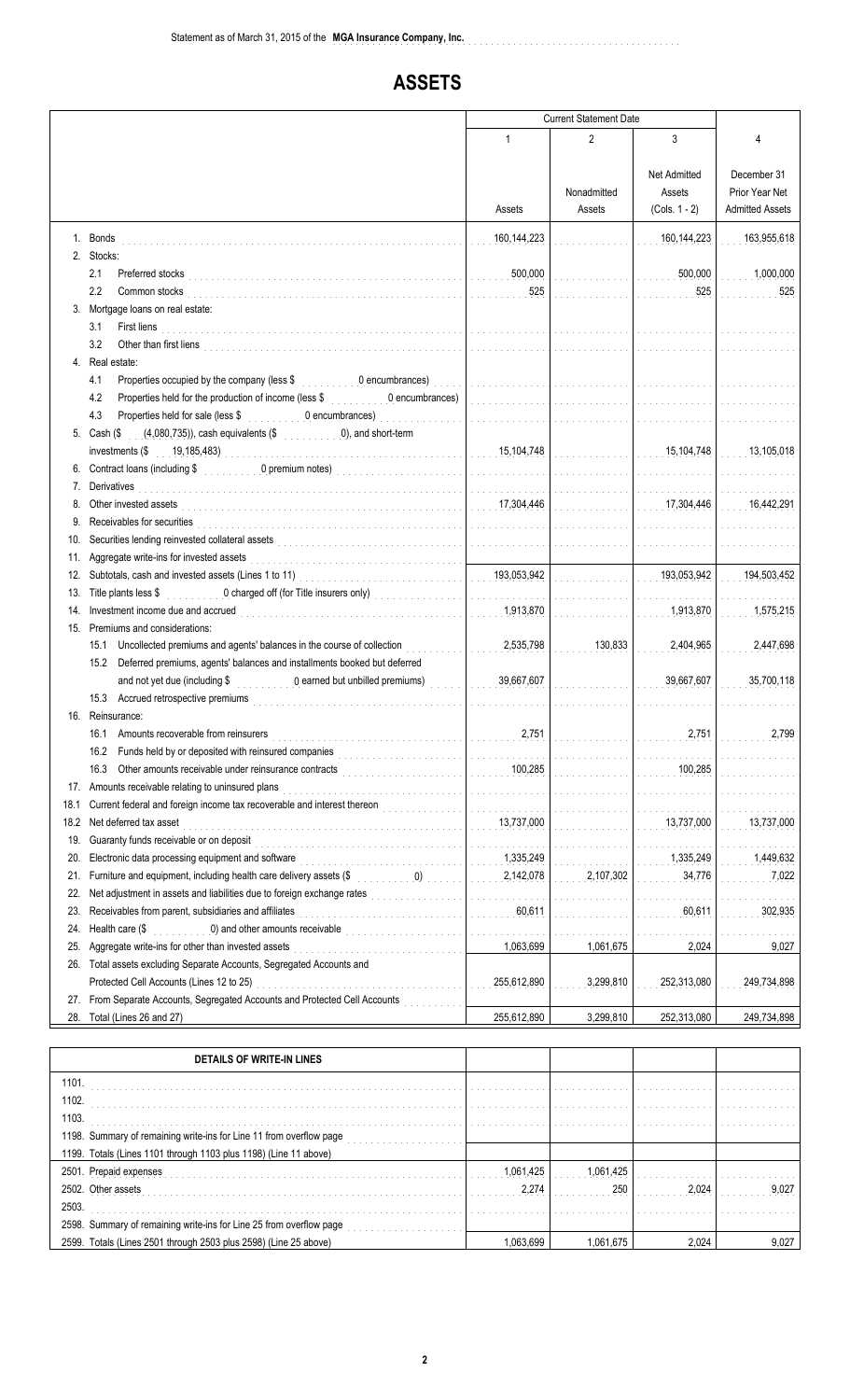Statement as of March 31, 2015 of the **MGA Insurance Company, Inc.**

# ASSETS

| | Current Statement Date | | | 4 |
|---|---|---|---|---|
| | 1 | 2 | 3 | |
| | Assets | Nonadmitted Assets | Net Admitted Assets (Cols. 1 - 2) | December 31 Prior Year Net Admitted Assets |
| 1. Bonds | 160,144,223 | | 160,144,223 | 163,955,618 |
| 2. Stocks: | | | | |
| 2.1 Preferred stocks | 500,000 | | 500,000 | 1,000,000 |
| 2.2 Common stocks | 525 | | 525 | 525 |
| 3. Mortgage loans on real estate: | | | | |
| 3.1 First liens | | | | |
| 3.2 Other than first liens | | | | |
| 4. Real estate: | | | | |
| 4.1 Properties occupied by the company (less $ 0 encumbrances) | | | | |
| 4.2 Properties held for the production of income (less $ 0 encumbrances) | | | | |
| 4.3 Properties held for sale (less $ 0 encumbrances) | | | | |
| 5. Cash ($ (4,080,735)), cash equivalents ($ 0), and short-term investments ($ 19,185,483) | 15,104,748 | | 15,104,748 | 13,105,018 |
| 6. Contract loans (including $ 0 premium notes) | | | | |
| 7. Derivatives | | | | |
| 8. Other invested assets | 17,304,446 | | 17,304,446 | 16,442,291 |
| 9. Receivables for securities | | | | |
| 10. Securities lending reinvested collateral assets | | | | |
| 11. Aggregate write-ins for invested assets | | | | |
| 12. Subtotals, cash and invested assets (Lines 1 to 11) | 193,053,942 | | 193,053,942 | 194,503,452 |
| 13. Title plants less $ 0 charged off (for Title insurers only) | | | | |
| 14. Investment income due and accrued | 1,913,870 | | 1,913,870 | 1,575,215 |
| 15. Premiums and considerations: | | | | |
| 15.1 Uncollected premiums and agents' balances in the course of collection | 2,535,798 | 130,833 | 2,404,965 | 2,447,698 |
| 15.2 Deferred premiums, agents' balances and installments booked but deferred and not yet due (including $ 0 earned but unbilled premiums) | 39,667,607 | | 39,667,607 | 35,700,118 |
| 15.3 Accrued retrospective premiums | | | | |
| 16. Reinsurance: | | | | |
| 16.1 Amounts recoverable from reinsurers | 2,751 | | 2,751 | 2,799 |
| 16.2 Funds held by or deposited with reinsured companies | | | | |
| 16.3 Other amounts receivable under reinsurance contracts | 100,285 | | 100,285 | |
| 17. Amounts receivable relating to uninsured plans | | | | |
| 18.1 Current federal and foreign income tax recoverable and interest thereon | | | | |
| 18.2 Net deferred tax asset | 13,737,000 | | 13,737,000 | 13,737,000 |
| 19. Guaranty funds receivable or on deposit | | | | |
| 20. Electronic data processing equipment and software | 1,335,249 | | 1,335,249 | 1,449,632 |
| 21. Furniture and equipment, including health care delivery assets ($ 0) | 2,142,078 | 2,107,302 | 34,776 | 7,022 |
| 22. Net adjustment in assets and liabilities due to foreign exchange rates | | | | |
| 23. Receivables from parent, subsidiaries and affiliates | 60,611 | | 60,611 | 302,935 |
| 24. Health care ($ 0) and other amounts receivable | | | | |
| 25. Aggregate write-ins for other than invested assets | 1,063,699 | 1,061,675 | 2,024 | 9,027 |
| 26. Total assets excluding Separate Accounts, Segregated Accounts and Protected Cell Accounts (Lines 12 to 25) | 255,612,890 | 3,299,810 | 252,313,080 | 249,734,898 |
| 27. From Separate Accounts, Segregated Accounts and Protected Cell Accounts | | | | |
| 28. Total (Lines 26 and 27) | 255,612,890 | 3,299,810 | 252,313,080 | 249,734,898 |

| DETAILS OF WRITE-IN LINES | | | | |
|---|---|---|---|---|
| 1101. | | | | |
| 1102. | | | | |
| 1103. | | | | |
| 1198. Summary of remaining write-ins for Line 11 from overflow page | | | | |
| 1199. Totals (Lines 1101 through 1103 plus 1198) (Line 11 above) | | | | |
| 2501. Prepaid expenses | 1,061,425 | 1,061,425 | | |
| 2502. Other assets | 2,274 | 250 | 2,024 | 9,027 |
| 2503. | | | | |
| 2598. Summary of remaining write-ins for Line 25 from overflow page | | | | |
| 2599. Totals (Lines 2501 through 2503 plus 2598) (Line 25 above) | 1,063,699 | 1,061,675 | 2,024 | 9,027 |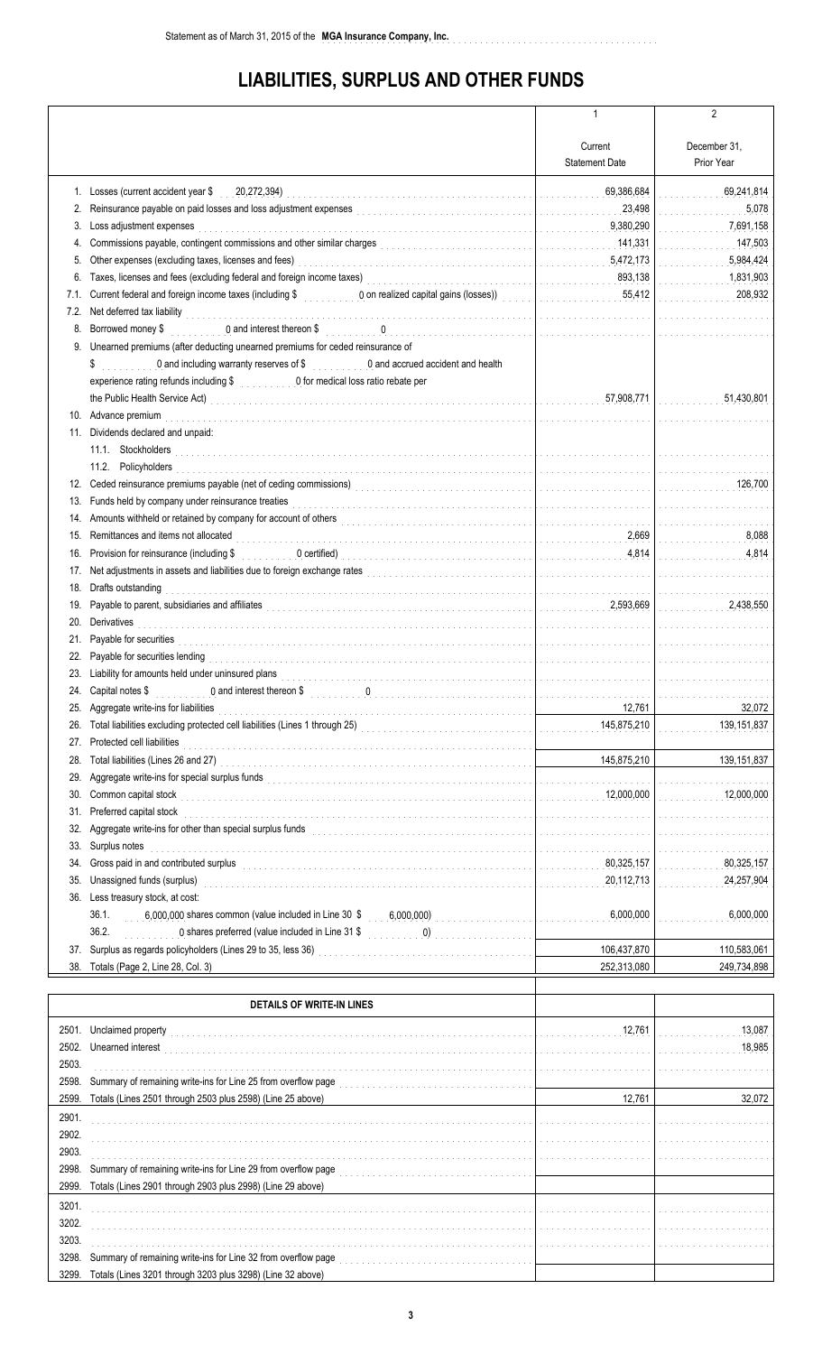Statement as of March 31, 2015 of the **MGA Insurance Company, Inc.**

# LIABILITIES, SURPLUS AND OTHER FUNDS

| | | 1<br>Current<br>Statement Date | 2<br>December 31,<br>Prior Year |
|---|---|---|---|
| 1. | Losses (current accident year $ 20,272,394) | 69,386,684 | 69,241,814 |
| 2. | Reinsurance payable on paid losses and loss adjustment expenses | 23,498 | 5,078 |
| 3. | Loss adjustment expenses | 9,380,290 | 7,691,158 |
| 4. | Commissions payable, contingent commissions and other similar charges | 141,331 | 147,503 |
| 5. | Other expenses (excluding taxes, licenses and fees) | 5,472,173 | 5,984,424 |
| 6. | Taxes, licenses and fees (excluding federal and foreign income taxes) | 893,138 | 1,831,903 |
| 7.1. | Current federal and foreign income taxes (including $ 0 on realized capital gains (losses)) | 55,412 | 208,932 |
| 7.2. | Net deferred tax liability | | |
| 8. | Borrowed money $ 0 and interest thereon $ 0 | | |
| 9. | Unearned premiums (after deducting unearned premiums for ceded reinsurance of $ 0 and including warranty reserves of $ 0 and accrued accident and health experience rating refunds including $ 0 for medical loss ratio rebate per the Public Health Service Act) | 57,908,771 | 51,430,801 |
| 10. | Advance premium | | |
| 11. | Dividends declared and unpaid: | | |
| | 11.1. Stockholders | | |
| | 11.2. Policyholders | | |
| 12. | Ceded reinsurance premiums payable (net of ceding commissions) | | 126,700 |
| 13. | Funds held by company under reinsurance treaties | | |
| 14. | Amounts withheld or retained by company for account of others | | |
| 15. | Remittances and items not allocated | 2,669 | 8,088 |
| 16. | Provision for reinsurance (including $ 0 certified) | 4,814 | 4,814 |
| 17. | Net adjustments in assets and liabilities due to foreign exchange rates | | |
| 18. | Drafts outstanding | | |
| 19. | Payable to parent, subsidiaries and affiliates | 2,593,669 | 2,438,550 |
| 20. | Derivatives | | |
| 21. | Payable for securities | | |
| 22. | Payable for securities lending | | |
| 23. | Liability for amounts held under uninsured plans | | |
| 24. | Capital notes $ 0 and interest thereon $ 0 | | |
| 25. | Aggregate write-ins for liabilities | 12,761 | 32,072 |
| 26. | Total liabilities excluding protected cell liabilities (Lines 1 through 25) | 145,875,210 | 139,151,837 |
| 27. | Protected cell liabilities | | |
| 28. | Total liabilities (Lines 26 and 27) | 145,875,210 | 139,151,837 |
| 29. | Aggregate write-ins for special surplus funds | | |
| 30. | Common capital stock | 12,000,000 | 12,000,000 |
| 31. | Preferred capital stock | | |
| 32. | Aggregate write-ins for other than special surplus funds | | |
| 33. | Surplus notes | | |
| 34. | Gross paid in and contributed surplus | 80,325,157 | 80,325,157 |
| 35. | Unassigned funds (surplus) | 20,112,713 | 24,257,904 |
| 36. | Less treasury stock, at cost: | | |
| | 36.1. 6,000,000 shares common (value included in Line 30 $ 6,000,000) | 6,000,000 | 6,000,000 |
| | 36.2. 0 shares preferred (value included in Line 31 $ 0) | | |
| 37. | Surplus as regards policyholders (Lines 29 to 35, less 36) | 106,437,870 | 110,583,061 |
| 38. | Totals (Page 2, Line 28, Col. 3) | 252,313,080 | 249,734,898 |

| | DETAILS OF WRITE-IN LINES | | |
|---|---|---|---|
| 2501. | Unclaimed property | 12,761 | 13,087 |
| 2502. | Unearned interest | | 18,985 |
| 2503. | | | |
| 2598. | Summary of remaining write-ins for Line 25 from overflow page | | |
| 2599. | Totals (Lines 2501 through 2503 plus 2598) (Line 25 above) | 12,761 | 32,072 |
| 2901. | | | |
| 2902. | | | |
| 2903. | | | |
| 2998. | Summary of remaining write-ins for Line 29 from overflow page | | |
| 2999. | Totals (Lines 2901 through 2903 plus 2998) (Line 29 above) | | |
| 3201. | | | |
| 3202. | | | |
| 3203. | | | |
| 3298. | Summary of remaining write-ins for Line 32 from overflow page | | |
| 3299. | Totals (Lines 3201 through 3203 plus 3298) (Line 32 above) | | |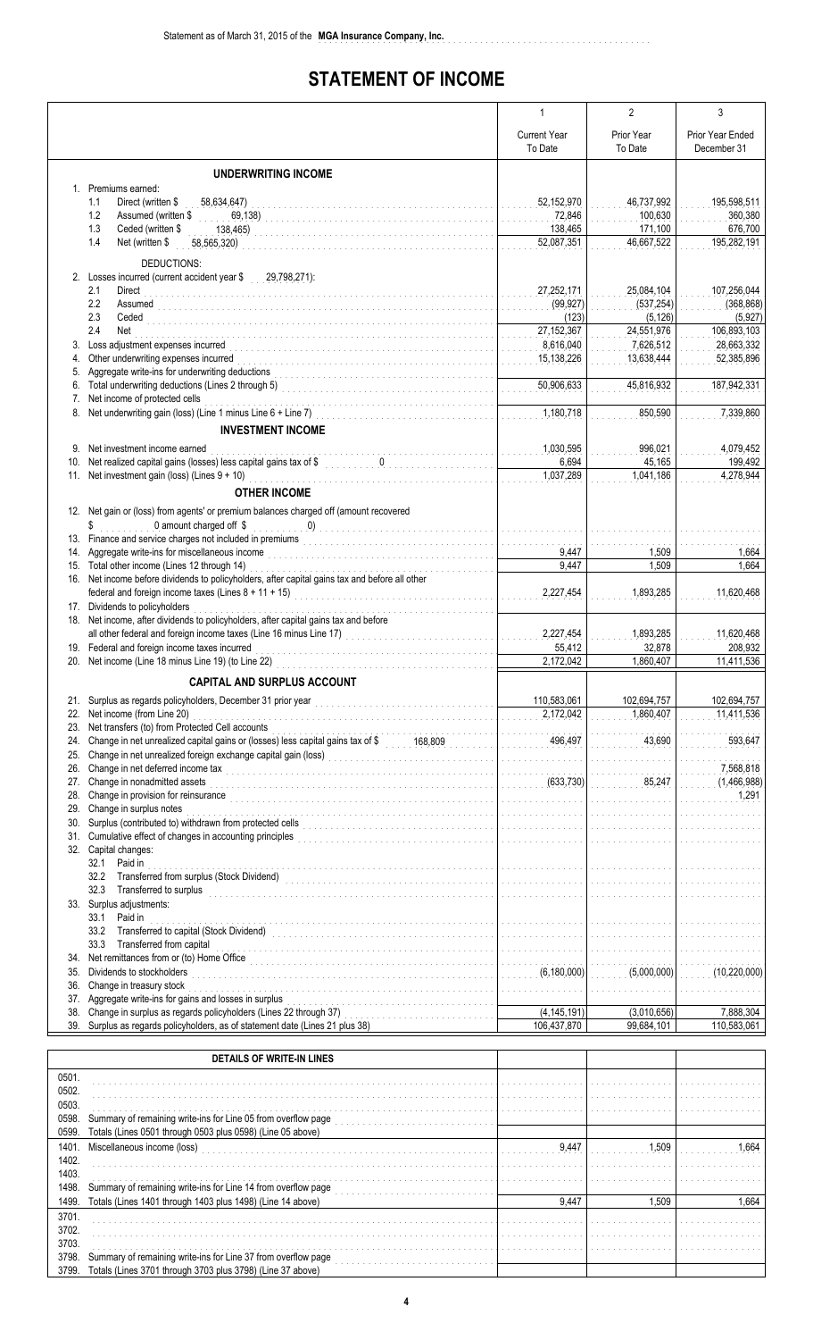Statement as of March 31, 2015 of the **MGA Insurance Company, Inc.**

# STATEMENT OF INCOME

| | 1<br>Current Year To Date | 2<br>Prior Year To Date | 3<br>Prior Year Ended December 31 |
|---|---|---|---|
| **UNDERWRITING INCOME** | | | |
| 1. Premiums earned: | | | |
| 1.1 Direct (written $ 58,634,647) | 52,152,970 | 46,737,992 | 195,598,511 |
| 1.2 Assumed (written $ 69,138) | 72,846 | 100,630 | 360,380 |
| 1.3 Ceded (written $ 138,465) | 138,465 | 171,100 | 676,700 |
| 1.4 Net (written $ 58,565,320) | 52,087,351 | 46,667,522 | 195,282,191 |
| DEDUCTIONS: | | | |
| 2. Losses incurred (current accident year $ 29,798,271): | | | |
| 2.1 Direct | 27,252,171 | 25,084,104 | 107,256,044 |
| 2.2 Assumed | (99,927) | (537,254) | (368,868) |
| 2.3 Ceded | (123) | (5,126) | (5,927) |
| 2.4 Net | 27,152,367 | 24,551,976 | 106,893,103 |
| 3. Loss adjustment expenses incurred | 8,616,040 | 7,626,512 | 28,663,332 |
| 4. Other underwriting expenses incurred | 15,138,226 | 13,638,444 | 52,385,896 |
| 5. Aggregate write-ins for underwriting deductions | | | |
| 6. Total underwriting deductions (Lines 2 through 5) | 50,906,633 | 45,816,932 | 187,942,331 |
| 7. Net income of protected cells | | | |
| 8. Net underwriting gain (loss) (Line 1 minus Line 6 + Line 7) | 1,180,718 | 850,590 | 7,339,860 |
| **INVESTMENT INCOME** | | | |
| 9. Net investment income earned | 1,030,595 | 996,021 | 4,079,452 |
| 10. Net realized capital gains (losses) less capital gains tax of $ 0 | 6,694 | 45,165 | 199,492 |
| 11. Net investment gain (loss) (Lines 9 + 10) | 1,037,289 | 1,041,186 | 4,278,944 |
| **OTHER INCOME** | | | |
| 12. Net gain or (loss) from agents' or premium balances charged off (amount recovered $ 0 amount charged off $ 0) | | | |
| 13. Finance and service charges not included in premiums | | | |
| 14. Aggregate write-ins for miscellaneous income | 9,447 | 1,509 | 1,664 |
| 15. Total other income (Lines 12 through 14) | 9,447 | 1,509 | 1,664 |
| 16. Net income before dividends to policyholders, after capital gains tax and before all other federal and foreign income taxes (Lines 8 + 11 + 15) | 2,227,454 | 1,893,285 | 11,620,468 |
| 17. Dividends to policyholders | | | |
| 18. Net income, after dividends to policyholders, after capital gains tax and before all other federal and foreign income taxes (Line 16 minus Line 17) | 2,227,454 | 1,893,285 | 11,620,468 |
| 19. Federal and foreign income taxes incurred | 55,412 | 32,878 | 208,932 |
| 20. Net income (Line 18 minus Line 19) (to Line 22) | 2,172,042 | 1,860,407 | 11,411,536 |
| **CAPITAL AND SURPLUS ACCOUNT** | | | |
| 21. Surplus as regards policyholders, December 31 prior year | 110,583,061 | 102,694,757 | 102,694,757 |
| 22. Net income (from Line 20) | 2,172,042 | 1,860,407 | 11,411,536 |
| 23. Net transfers (to) from Protected Cell accounts | | | |
| 24. Change in net unrealized capital gains or (losses) less capital gains tax of $ 168,809 | 496,497 | 43,690 | 593,647 |
| 25. Change in net unrealized foreign exchange capital gain (loss) | | | |
| 26. Change in net deferred income tax | | | 7,568,818 |
| 27. Change in nonadmitted assets | (633,730) | 85,247 | (1,466,988) |
| 28. Change in provision for reinsurance | | | 1,291 |
| 29. Change in surplus notes | | | |
| 30. Surplus (contributed to) withdrawn from protected cells | | | |
| 31. Cumulative effect of changes in accounting principles | | | |
| 32. Capital changes: | | | |
| 32.1 Paid in | | | |
| 32.2 Transferred from surplus (Stock Dividend) | | | |
| 32.3 Transferred to surplus | | | |
| 33. Surplus adjustments: | | | |
| 33.1 Paid in | | | |
| 33.2 Transferred to capital (Stock Dividend) | | | |
| 33.3 Transferred from capital | | | |
| 34. Net remittances from or (to) Home Office | | | |
| 35. Dividends to stockholders | (6,180,000) | (5,000,000) | (10,220,000) |
| 36. Change in treasury stock | | | |
| 37. Aggregate write-ins for gains and losses in surplus | | | |
| 38. Change in surplus as regards policyholders (Lines 22 through 37) | (4,145,191) | (3,010,656) | 7,888,304 |
| 39. Surplus as regards policyholders, as of statement date (Lines 21 plus 38) | 106,437,870 | 99,684,101 | 110,583,061 |

| DETAILS OF WRITE-IN LINES | | | |
|---|---|---|---|
| 0501. | | | |
| 0502. | | | |
| 0503. | | | |
| 0598. Summary of remaining write-ins for Line 05 from overflow page | | | |
| 0599. Totals (Lines 0501 through 0503 plus 0598) (Line 05 above) | | | |
| 1401. Miscellaneous income (loss) | 9,447 | 1,509 | 1,664 |
| 1402. | | | |
| 1403. | | | |
| 1498. Summary of remaining write-ins for Line 14 from overflow page | | | |
| 1499. Totals (Lines 1401 through 1403 plus 1498) (Line 14 above) | 9,447 | 1,509 | 1,664 |
| 3701. | | | |
| 3702. | | | |
| 3703. | | | |
| 3798. Summary of remaining write-ins for Line 37 from overflow page | | | |
| 3799. Totals (Lines 3701 through 3703 plus 3798) (Line 37 above) | | | |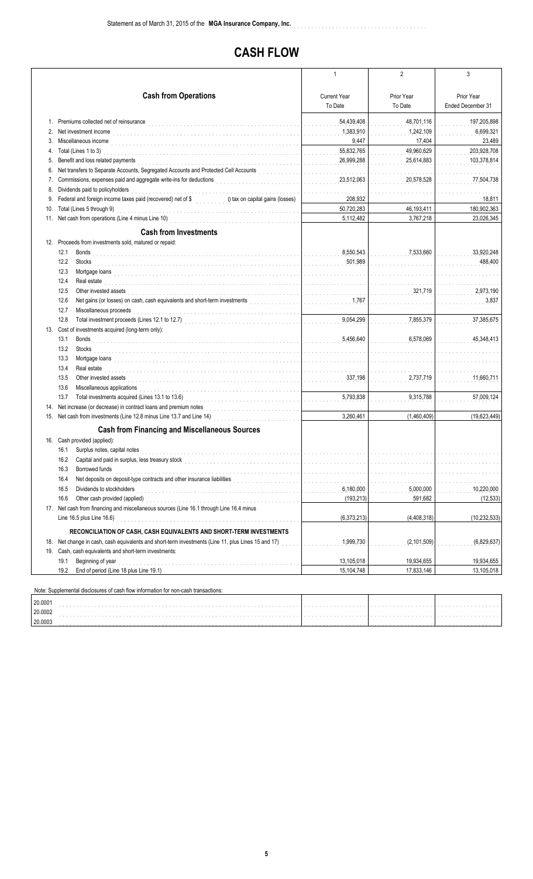Statement as of March 31, 2015 of the **MGA Insurance Company, Inc.**

# CASH FLOW

| | 1 | 2 | 3 |
|---|---|---|---|
| **Cash from Operations** | Current Year To Date | Prior Year To Date | Prior Year Ended December 31 |
| 1. Premiums collected net of reinsurance | 54,439,408 | 48,701,116 | 197,205,898 |
| 2. Net investment income | 1,383,910 | 1,242,109 | 6,699,321 |
| 3. Miscellaneous income | 9,447 | 17,404 | 23,489 |
| 4. Total (Lines 1 to 3) | 55,832,765 | 49,960,629 | 203,928,708 |
| 5. Benefit and loss related payments | 26,999,288 | 25,614,883 | 103,378,814 |
| 6. Net transfers to Separate Accounts, Segregated Accounts and Protected Cell Accounts | | | |
| 7. Commissions, expenses paid and aggregate write-ins for deductions | 23,512,063 | 20,578,528 | 77,504,738 |
| 8. Dividends paid to policyholders | | | |
| 9. Federal and foreign income taxes paid (recovered) net of $ 0 tax on capital gains (losses) | 208,932 | | 18,811 |
| 10. Total (Lines 5 through 9) | 50,720,283 | 46,193,411 | 180,902,363 |
| 11. Net cash from operations (Line 4 minus Line 10) | 5,112,482 | 3,767,218 | 23,026,345 |
| **Cash from Investments** | | | |
| 12. Proceeds from investments sold, matured or repaid: | | | |
| 12.1 Bonds | 8,550,543 | 7,533,660 | 33,920,248 |
| 12.2 Stocks | 501,989 | | 488,400 |
| 12.3 Mortgage loans | | | |
| 12.4 Real estate | | | |
| 12.5 Other invested assets | | 321,719 | 2,973,190 |
| 12.6 Net gains (or losses) on cash, cash equivalents and short-term investments | 1,767 | | 3,837 |
| 12.7 Miscellaneous proceeds | | | |
| 12.8 Total investment proceeds (Lines 12.1 to 12.7) | 9,054,299 | 7,855,379 | 37,385,675 |
| 13. Cost of investments acquired (long-term only): | | | |
| 13.1 Bonds | 5,456,640 | 6,578,069 | 45,348,413 |
| 13.2 Stocks | | | |
| 13.3 Mortgage loans | | | |
| 13.4 Real estate | | | |
| 13.5 Other invested assets | 337,198 | 2,737,719 | 11,660,711 |
| 13.6 Miscellaneous applications | | | |
| 13.7 Total investments acquired (Lines 13.1 to 13.6) | 5,793,838 | 9,315,788 | 57,009,124 |
| 14. Net increase (or decrease) in contract loans and premium notes | | | |
| 15. Net cash from investments (Line 12.8 minus Line 13.7 and Line 14) | 3,260,461 | (1,460,409) | (19,623,449) |
| **Cash from Financing and Miscellaneous Sources** | | | |
| 16. Cash provided (applied): | | | |
| 16.1 Surplus notes, capital notes | | | |
| 16.2 Capital and paid in surplus, less treasury stock | | | |
| 16.3 Borrowed funds | | | |
| 16.4 Net deposits on deposit-type contracts and other insurance liabilities | | | |
| 16.5 Dividends to stockholders | 6,180,000 | 5,000,000 | 10,220,000 |
| 16.6 Other cash provided (applied) | (193,213) | 591,682 | (12,533) |
| 17. Net cash from financing and miscellaneous sources (Line 16.1 through Line 16.4 minus Line 16.5 plus Line 16.6) | (6,373,213) | (4,408,318) | (10,232,533) |
| **RECONCILIATION OF CASH, CASH EQUIVALENTS AND SHORT-TERM INVESTMENTS** | | | |
| 18. Net change in cash, cash equivalents and short-term investments (Line 11, plus Lines 15 and 17) | 1,999,730 | (2,101,509) | (6,829,637) |
| 19. Cash, cash equivalents and short-term investments: | | | |
| 19.1 Beginning of year | 13,105,018 | 19,934,655 | 19,934,655 |
| 19.2 End of period (Line 18 plus Line 19.1) | 15,104,748 | 17,833,146 | 13,105,018 |

Note: Supplemental disclosures of cash flow information for non-cash transactions:

| | | | |
|---|---|---|---|
| 20.0001 | | | |
| 20.0002 | | | |
| 20.0003 | | | |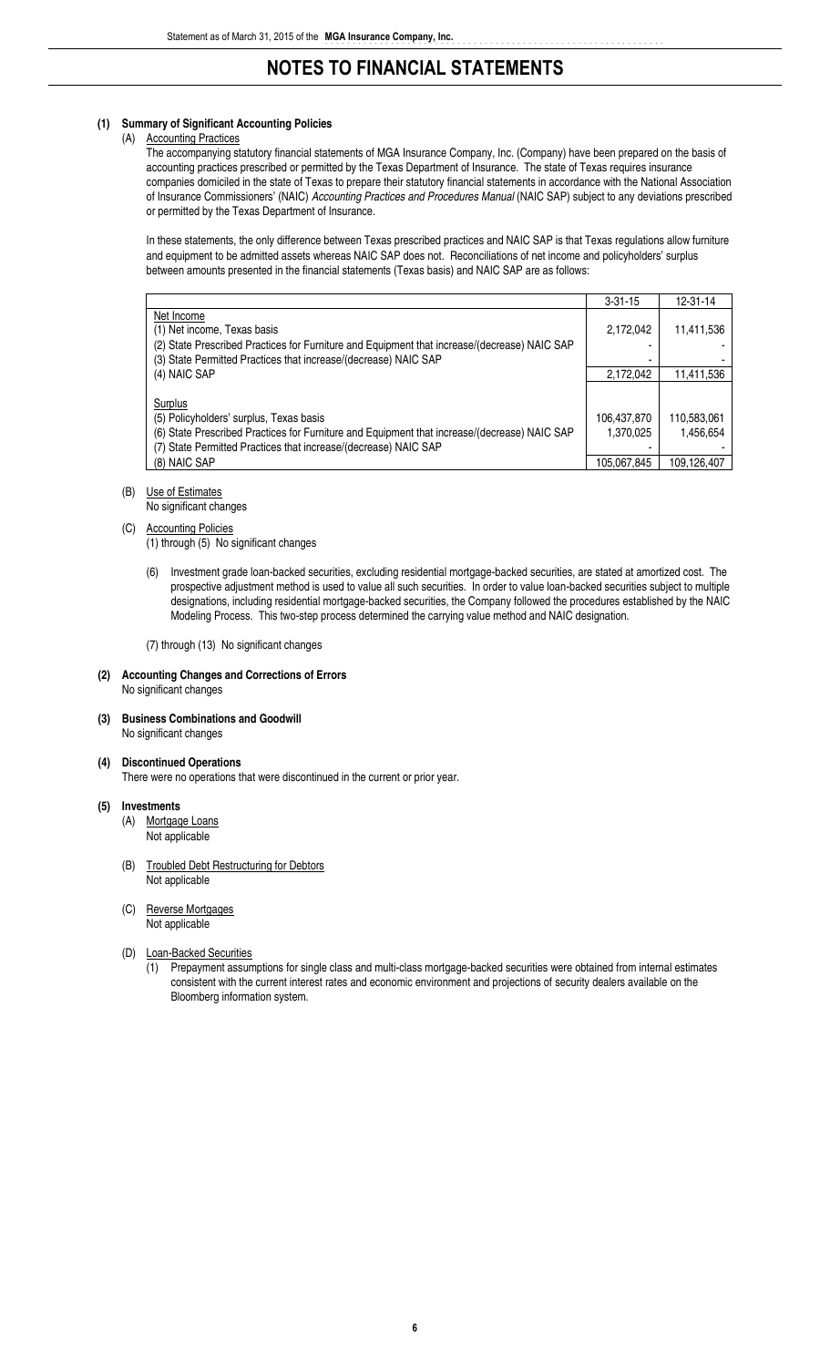# NOTES TO FINANCIAL STATEMENTS

**(1) Summary of Significant Accounting Policies**

(A) Accounting Practices

The accompanying statutory financial statements of MGA Insurance Company, Inc. (Company) have been prepared on the basis of accounting practices prescribed or permitted by the Texas Department of Insurance. The state of Texas requires insurance companies domiciled in the state of Texas to prepare their statutory financial statements in accordance with the National Association of Insurance Commissioners' (NAIC) *Accounting Practices and Procedures Manual* (NAIC SAP) subject to any deviations prescribed or permitted by the Texas Department of Insurance.

In these statements, the only difference between Texas prescribed practices and NAIC SAP is that Texas regulations allow furniture and equipment to be admitted assets whereas NAIC SAP does not. Reconciliations of net income and policyholders' surplus between amounts presented in the financial statements (Texas basis) and NAIC SAP are as follows:

| | 3-31-15 | 12-31-14 |
|---|---|---|
| Net Income | | |
| (1) Net income, Texas basis | 2,172,042 | 11,411,536 |
| (2) State Prescribed Practices for Furniture and Equipment that increase/(decrease) NAIC SAP | - | - |
| (3) State Permitted Practices that increase/(decrease) NAIC SAP | - | - |
| (4) NAIC SAP | 2,172,042 | 11,411,536 |
| | | |
| Surplus | | |
| (5) Policyholders' surplus, Texas basis | 106,437,870 | 110,583,061 |
| (6) State Prescribed Practices for Furniture and Equipment that increase/(decrease) NAIC SAP | 1,370,025 | 1,456,654 |
| (7) State Permitted Practices that increase/(decrease) NAIC SAP | - | - |
| (8) NAIC SAP | 105,067,845 | 109,126,407 |

(B) Use of Estimates

No significant changes

(C) Accounting Policies

(1) through (5) No significant changes

(6) Investment grade loan-backed securities, excluding residential mortgage-backed securities, are stated at amortized cost. The prospective adjustment method is used to value all such securities. In order to value loan-backed securities subject to multiple designations, including residential mortgage-backed securities, the Company followed the procedures established by the NAIC Modeling Process. This two-step process determined the carrying value method and NAIC designation.

(7) through (13) No significant changes

**(2) Accounting Changes and Corrections of Errors**

No significant changes

**(3) Business Combinations and Goodwill**

No significant changes

**(4) Discontinued Operations**

There were no operations that were discontinued in the current or prior year.

**(5) Investments**

(A) Mortgage Loans

Not applicable

(B) Troubled Debt Restructuring for Debtors

Not applicable

(C) Reverse Mortgages

Not applicable

(D) Loan-Backed Securities

(1) Prepayment assumptions for single class and multi-class mortgage-backed securities were obtained from internal estimates consistent with the current interest rates and economic environment and projections of security dealers available on the Bloomberg information system.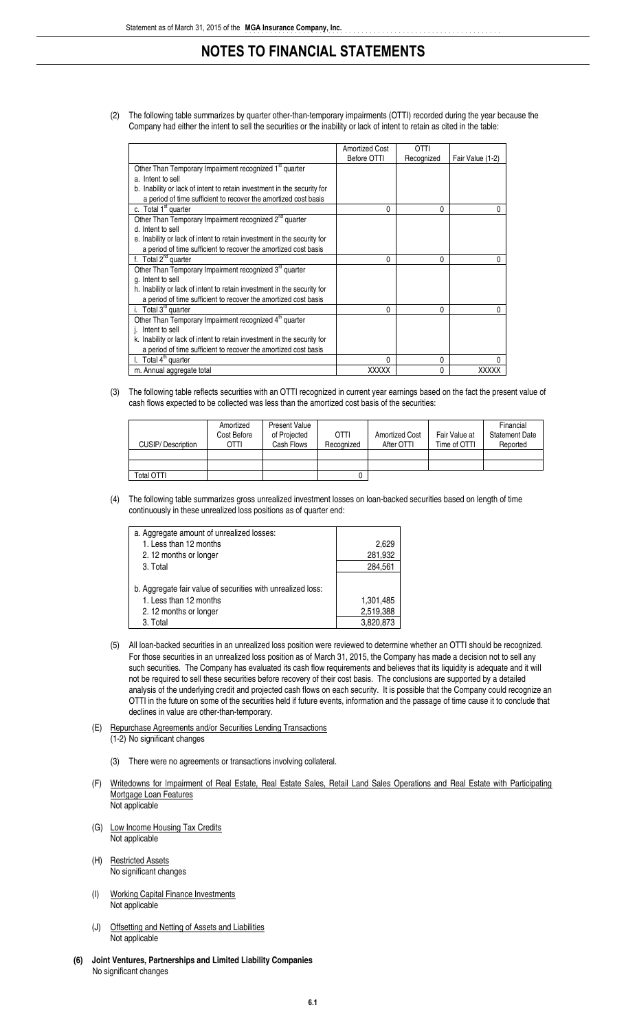# NOTES TO FINANCIAL STATEMENTS

(2) The following table summarizes by quarter other-than-temporary impairments (OTTI) recorded during the year because the Company had either the intent to sell the securities or the inability or lack of intent to retain as cited in the table:

| | Amortized Cost Before OTTI | OTTI Recognized | Fair Value (1-2) |
|---|---|---|---|
| Other Than Temporary Impairment recognized 1st quarter | | | |
| a. Intent to sell | | | |
| b. Inability or lack of intent to retain investment in the security for a period of time sufficient to recover the amortized cost basis | | | |
| c. Total 1st quarter | 0 | 0 | 0 |
| Other Than Temporary Impairment recognized 2nd quarter | | | |
| d. Intent to sell | | | |
| e. Inability or lack of intent to retain investment in the security for a period of time sufficient to recover the amortized cost basis | | | |
| f. Total 2nd quarter | 0 | 0 | 0 |
| Other Than Temporary Impairment recognized 3rd quarter | | | |
| g. Intent to sell | | | |
| h. Inability or lack of intent to retain investment in the security for a period of time sufficient to recover the amortized cost basis | | | |
| i. Total 3rd quarter | 0 | 0 | 0 |
| Other Than Temporary Impairment recognized 4th quarter | | | |
| j. Intent to sell | | | |
| k. Inability or lack of intent to retain investment in the security for a period of time sufficient to recover the amortized cost basis | | | |
| l. Total 4th quarter | 0 | 0 | 0 |
| m. Annual aggregate total | XXXXX | 0 | XXXXX |

(3) The following table reflects securities with an OTTI recognized in current year earnings based on the fact the present value of cash flows expected to be collected was less than the amortized cost basis of the securities:

| CUSIP/ Description | Amortized Cost Before OTTI | Present Value of Projected Cash Flows | OTTI Recognized | Amortized Cost After OTTI | Fair Value at Time of OTTI | Financial Statement Date Reported |
|---|---|---|---|---|---|---|
| | | | | | | |
| | | | | | | |
| Total OTTI | | | 0 | | | |

(4) The following table summarizes gross unrealized investment losses on loan-backed securities based on length of time continuously in these unrealized loss positions as of quarter end:

| | |
|---|---|
| a. Aggregate amount of unrealized losses: | |
| 1. Less than 12 months | 2,629 |
| 2. 12 months or longer | 281,932 |
| 3. Total | 284,561 |
| | |
| b. Aggregate fair value of securities with unrealized loss: | |
| 1. Less than 12 months | 1,301,485 |
| 2. 12 months or longer | 2,519,388 |
| 3. Total | 3,820,873 |

(5) All loan-backed securities in an unrealized loss position were reviewed to determine whether an OTTI should be recognized. For those securities in an unrealized loss position as of March 31, 2015, the Company has made a decision not to sell any such securities. The Company has evaluated its cash flow requirements and believes that its liquidity is adequate and it will not be required to sell these securities before recovery of their cost basis. The conclusions are supported by a detailed analysis of the underlying credit and projected cash flows on each security. It is possible that the Company could recognize an OTTI in the future on some of the securities held if future events, information and the passage of time cause it to conclude that declines in value are other-than-temporary.

(E) Repurchase Agreements and/or Securities Lending Transactions
(1-2) No significant changes

(3) There were no agreements or transactions involving collateral.

(F) Writedowns for Impairment of Real Estate, Real Estate Sales, Retail Land Sales Operations and Real Estate with Participating Mortgage Loan Features
Not applicable

(G) Low Income Housing Tax Credits
Not applicable

(H) Restricted Assets
No significant changes

(I) Working Capital Finance Investments
Not applicable

(J) Offsetting and Netting of Assets and Liabilities
Not applicable

**(6) Joint Ventures, Partnerships and Limited Liability Companies**
No significant changes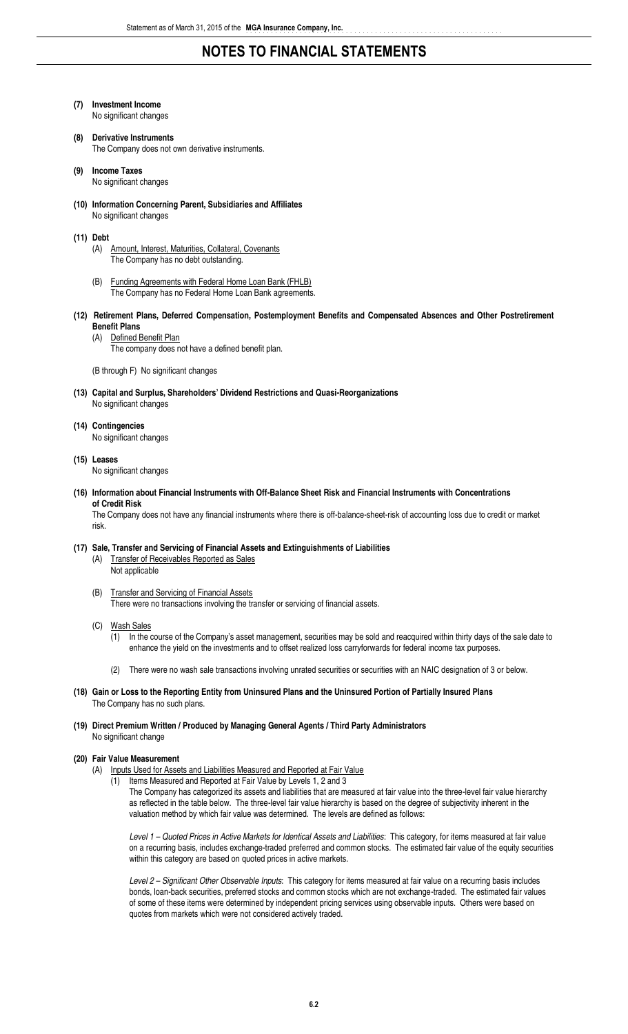# NOTES TO FINANCIAL STATEMENTS

**(7) Investment Income**

No significant changes

**(8) Derivative Instruments**

The Company does not own derivative instruments.

**(9) Income Taxes**

No significant changes

**(10) Information Concerning Parent, Subsidiaries and Affiliates**

No significant changes

**(11) Debt**

(A) Amount, Interest, Maturities, Collateral, Covenants

The Company has no debt outstanding.

(B) Funding Agreements with Federal Home Loan Bank (FHLB)

The Company has no Federal Home Loan Bank agreements.

**(12) Retirement Plans, Deferred Compensation, Postemployment Benefits and Compensated Absences and Other Postretirement Benefit Plans**

(A) Defined Benefit Plan

The company does not have a defined benefit plan.

(B through F) No significant changes

**(13) Capital and Surplus, Shareholders' Dividend Restrictions and Quasi-Reorganizations**

No significant changes

**(14) Contingencies**

No significant changes

**(15) Leases**

No significant changes

**(16) Information about Financial Instruments with Off-Balance Sheet Risk and Financial Instruments with Concentrations of Credit Risk**

The Company does not have any financial instruments where there is off-balance-sheet-risk of accounting loss due to credit or market risk.

**(17) Sale, Transfer and Servicing of Financial Assets and Extinguishments of Liabilities**

(A) Transfer of Receivables Reported as Sales

Not applicable

(B) Transfer and Servicing of Financial Assets

There were no transactions involving the transfer or servicing of financial assets.

(C) Wash Sales

(1) In the course of the Company's asset management, securities may be sold and reacquired within thirty days of the sale date to enhance the yield on the investments and to offset realized loss carryforwards for federal income tax purposes.

(2) There were no wash sale transactions involving unrated securities or securities with an NAIC designation of 3 or below.

**(18) Gain or Loss to the Reporting Entity from Uninsured Plans and the Uninsured Portion of Partially Insured Plans**

The Company has no such plans.

**(19) Direct Premium Written / Produced by Managing General Agents / Third Party Administrators**

No significant change

**(20) Fair Value Measurement**

(A) Inputs Used for Assets and Liabilities Measured and Reported at Fair Value

(1) Items Measured and Reported at Fair Value by Levels 1, 2 and 3

The Company has categorized its assets and liabilities that are measured at fair value into the three-level fair value hierarchy as reflected in the table below. The three-level fair value hierarchy is based on the degree of subjectivity inherent in the valuation method by which fair value was determined. The levels are defined as follows:

*Level 1 – Quoted Prices in Active Markets for Identical Assets and Liabilities*: This category, for items measured at fair value on a recurring basis, includes exchange-traded preferred and common stocks. The estimated fair value of the equity securities within this category are based on quoted prices in active markets.

*Level 2 – Significant Other Observable Inputs*: This category for items measured at fair value on a recurring basis includes bonds, loan-back securities, preferred stocks and common stocks which are not exchange-traded. The estimated fair values of some of these items were determined by independent pricing services using observable inputs. Others were based on quotes from markets which were not considered actively traded.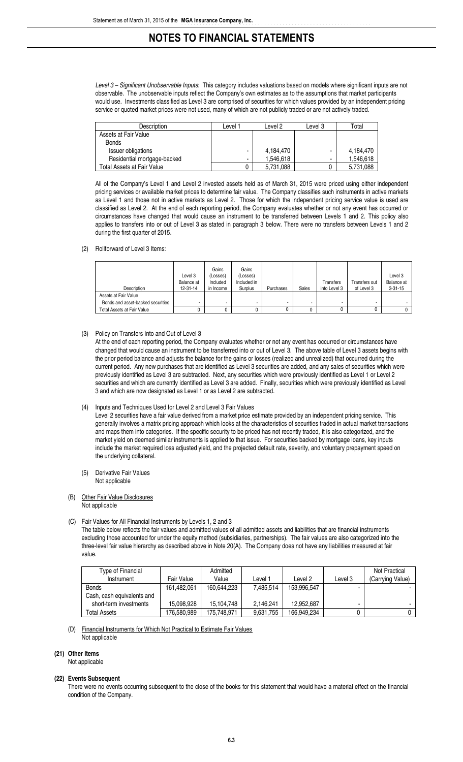# NOTES TO FINANCIAL STATEMENTS

*Level 3 – Significant Unobservable Inputs*: This category includes valuations based on models where significant inputs are not observable. The unobservable inputs reflect the Company's own estimates as to the assumptions that market participants would use. Investments classified as Level 3 are comprised of securities for which values provided by an independent pricing service or quoted market prices were not used, many of which are not publicly traded or are not actively traded.

| Description | Level 1 | Level 2 | Level 3 | Total |
|---|---|---|---|---|
| Assets at Fair Value | | | | |
| Bonds | | | | |
| Issuer obligations | - | 4,184,470 | - | 4,184,470 |
| Residential mortgage-backed | - | 1,546,618 | - | 1,546,618 |
| Total Assets at Fair Value | 0 | 5,731,088 | 0 | 5,731,088 |

All of the Company's Level 1 and Level 2 invested assets held as of March 31, 2015 were priced using either independent pricing services or available market prices to determine fair value. The Company classifies such instruments in active markets as Level 1 and those not in active markets as Level 2. Those for which the independent pricing service value is used are classified as Level 2. At the end of each reporting period, the Company evaluates whether or not any event has occurred or circumstances have changed that would cause an instrument to be transferred between Levels 1 and 2. This policy also applies to transfers into or out of Level 3 as stated in paragraph 3 below. There were no transfers between Levels 1 and 2 during the first quarter of 2015.

(2) Rollforward of Level 3 Items:

| Description | Level 3 Balance at 12-31-14 | Gains (Losses) Included in Income | Gains (Losses) Included in Surplus | Purchases | Sales | Transfers into Level 3 | Transfers out of Level 3 | Level 3 Balance at 3-31-15 |
|---|---|---|---|---|---|---|---|---|
| Assets at Fair Value | | | | | | | | |
| Bonds and asset-backed securities | - | - | - | - | - | - | - | - |
| Total Assets at Fair Value | 0 | 0 | 0 | 0 | 0 | 0 | 0 | 0 |

(3) Policy on Transfers Into and Out of Level 3

At the end of each reporting period, the Company evaluates whether or not any event has occurred or circumstances have changed that would cause an instrument to be transferred into or out of Level 3. The above table of Level 3 assets begins with the prior period balance and adjusts the balance for the gains or losses (realized and unrealized) that occurred during the current period. Any new purchases that are identified as Level 3 securities are added, and any sales of securities which were previously identified as Level 3 are subtracted. Next, any securities which were previously identified as Level 1 or Level 2 securities and which are currently identified as Level 3 are added. Finally, securities which were previously identified as Level 3 and which are now designated as Level 1 or as Level 2 are subtracted.

(4) Inputs and Techniques Used for Level 2 and Level 3 Fair Values

Level 2 securities have a fair value derived from a market price estimate provided by an independent pricing service. This generally involves a matrix pricing approach which looks at the characteristics of securities traded in actual market transactions and maps them into categories. If the specific security to be priced has not recently traded, it is also categorized, and the market yield on deemed similar instruments is applied to that issue. For securities backed by mortgage loans, key inputs include the market required loss adjusted yield, and the projected default rate, severity, and voluntary prepayment speed on the underlying collateral.

(5) Derivative Fair Values
Not applicable

(B) Other Fair Value Disclosures
Not applicable

(C) Fair Values for All Financial Instruments by Levels 1, 2 and 3

The table below reflects the fair values and admitted values of all admitted assets and liabilities that are financial instruments excluding those accounted for under the equity method (subsidiaries, partnerships). The fair values are also categorized into the three-level fair value hierarchy as described above in Note 20(A). The Company does not have any liabilities measured at fair value.

| Type of Financial Instrument | Fair Value | Admitted Value | Level 1 | Level 2 | Level 3 | Not Practical (Carrying Value) |
|---|---|---|---|---|---|---|
| Bonds | 161,482,061 | 160,644,223 | 7,485,514 | 153,996,547 | - | - |
| Cash, cash equivalents and short-term investments | 15,098,928 | 15,104,748 | 2,146,241 | 12,952,687 | - | - |
| Total Assets | 176,580,989 | 175,748,971 | 9,631,755 | 166,949,234 | 0 | 0 |

(D) Financial Instruments for Which Not Practical to Estimate Fair Values
Not applicable

**(21) Other Items**
Not applicable

**(22) Events Subsequent**
There were no events occurring subsequent to the close of the books for this statement that would have a material effect on the financial condition of the Company.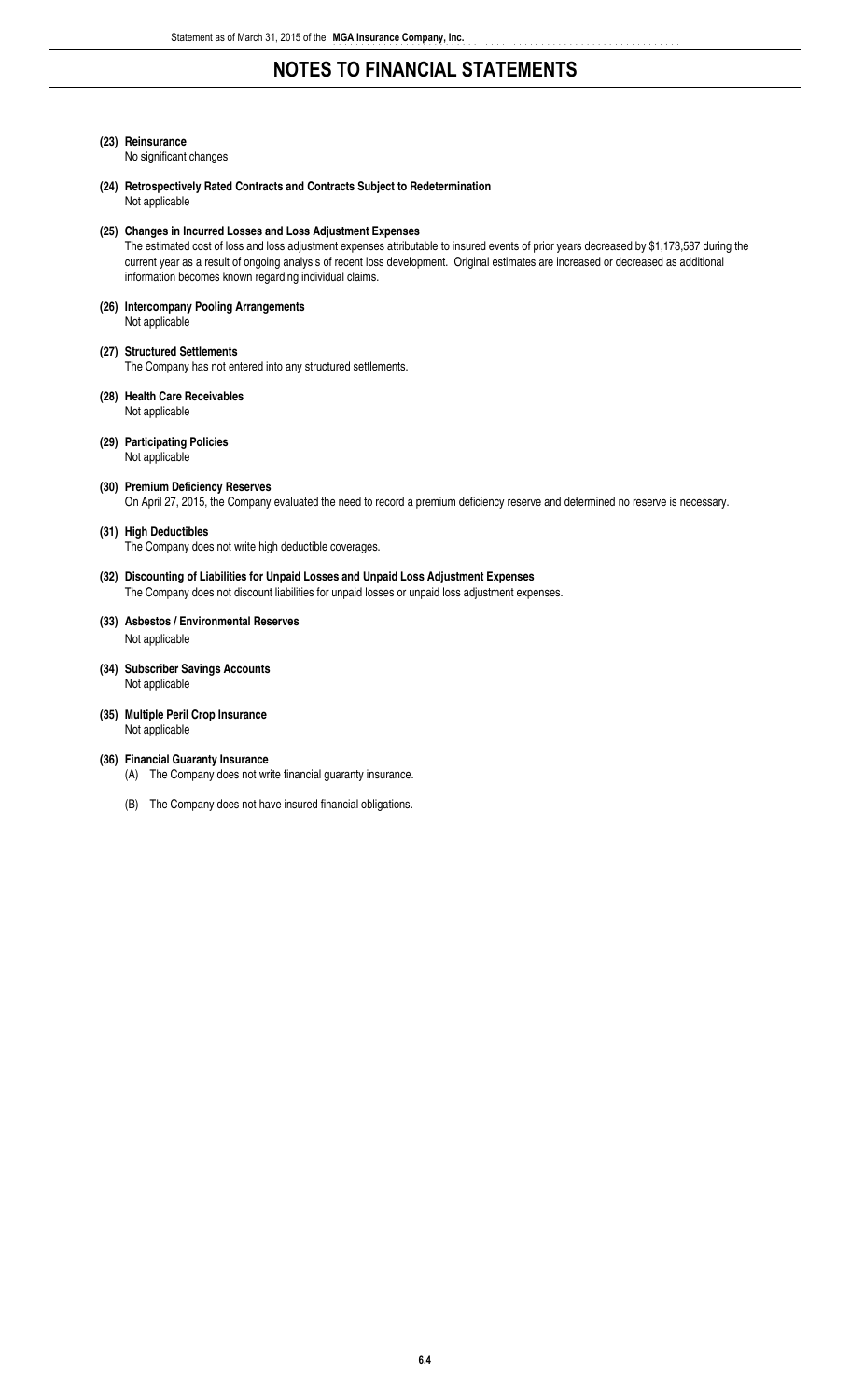# NOTES TO FINANCIAL STATEMENTS

**(23) Reinsurance**

No significant changes

**(24) Retrospectively Rated Contracts and Contracts Subject to Redetermination**

Not applicable

**(25) Changes in Incurred Losses and Loss Adjustment Expenses**

The estimated cost of loss and loss adjustment expenses attributable to insured events of prior years decreased by $1,173,587 during the current year as a result of ongoing analysis of recent loss development. Original estimates are increased or decreased as additional information becomes known regarding individual claims.

**(26) Intercompany Pooling Arrangements**

Not applicable

**(27) Structured Settlements**

The Company has not entered into any structured settlements.

**(28) Health Care Receivables**

Not applicable

**(29) Participating Policies**

Not applicable

**(30) Premium Deficiency Reserves**

On April 27, 2015, the Company evaluated the need to record a premium deficiency reserve and determined no reserve is necessary.

**(31) High Deductibles**

The Company does not write high deductible coverages.

**(32) Discounting of Liabilities for Unpaid Losses and Unpaid Loss Adjustment Expenses**

The Company does not discount liabilities for unpaid losses or unpaid loss adjustment expenses.

**(33) Asbestos / Environmental Reserves**

Not applicable

**(34) Subscriber Savings Accounts**

Not applicable

**(35) Multiple Peril Crop Insurance**

Not applicable

**(36) Financial Guaranty Insurance**

(A) The Company does not write financial guaranty insurance.

(B) The Company does not have insured financial obligations.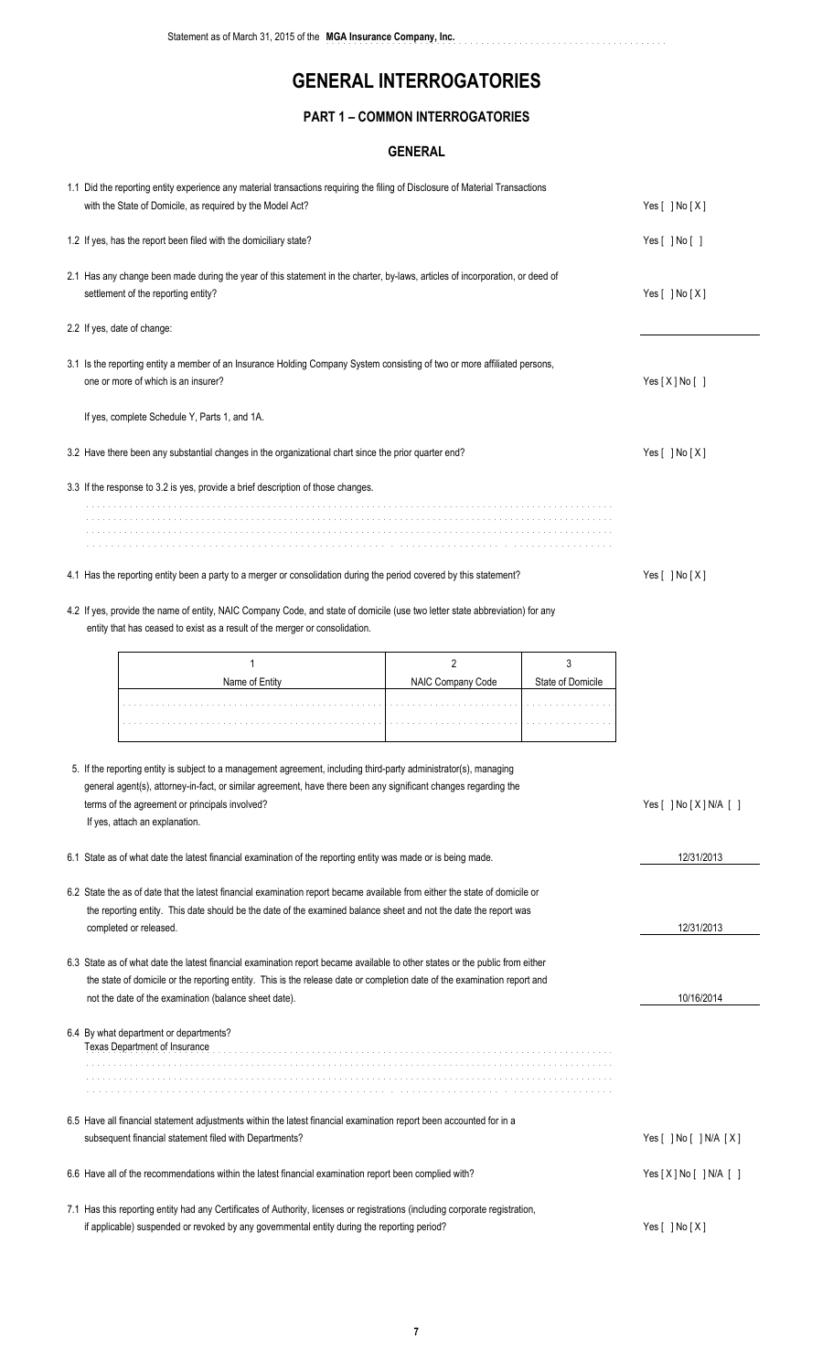# GENERAL INTERROGATORIES

## PART 1 – COMMON INTERROGATORIES

### GENERAL

1.1 Did the reporting entity experience any material transactions requiring the filing of Disclosure of Material Transactions with the State of Domicile, as required by the Model Act? Yes [ ] No [ X ]

1.2 If yes, has the report been filed with the domiciliary state? Yes [ ] No [ ]

2.1 Has any change been made during the year of this statement in the charter, by-laws, articles of incorporation, or deed of settlement of the reporting entity? Yes [ ] No [ X ]

2.2 If yes, date of change:

3.1 Is the reporting entity a member of an Insurance Holding Company System consisting of two or more affiliated persons, one or more of which is an insurer? Yes [ X ] No [ ]

If yes, complete Schedule Y, Parts 1, and 1A.

3.2 Have there been any substantial changes in the organizational chart since the prior quarter end? Yes [ ] No [ X ]

3.3 If the response to 3.2 is yes, provide a brief description of those changes.

4.1 Has the reporting entity been a party to a merger or consolidation during the period covered by this statement? Yes [ ] No [ X ]

4.2 If yes, provide the name of entity, NAIC Company Code, and state of domicile (use two letter state abbreviation) for any entity that has ceased to exist as a result of the merger or consolidation.

| 1<br>Name of Entity | 2<br>NAIC Company Code | 3<br>State of Domicile |
|---|---|---|
| | | |
| | | |

5. If the reporting entity is subject to a management agreement, including third-party administrator(s), managing general agent(s), attorney-in-fact, or similar agreement, have there been any significant changes regarding the terms of the agreement or principals involved? Yes [ ] No [ X ] N/A [ ]
If yes, attach an explanation.

6.1 State as of what date the latest financial examination of the reporting entity was made or is being made. 12/31/2013

6.2 State the as of date that the latest financial examination report became available from either the state of domicile or the reporting entity. This date should be the date of the examined balance sheet and not the date the report was completed or released. 12/31/2013

6.3 State as of what date the latest financial examination report became available to other states or the public from either the state of domicile or the reporting entity. This is the release date or completion date of the examination report and not the date of the examination (balance sheet date). 10/16/2014

6.4 By what department or departments?
Texas Department of Insurance

6.5 Have all financial statement adjustments within the latest financial examination report been accounted for in a subsequent financial statement filed with Departments? Yes [ ] No [ ] N/A [ X ]

6.6 Have all of the recommendations within the latest financial examination report been complied with? Yes [ X ] No [ ] N/A [ ]

7.1 Has this reporting entity had any Certificates of Authority, licenses or registrations (including corporate registration, if applicable) suspended or revoked by any governmental entity during the reporting period? Yes [ ] No [ X ]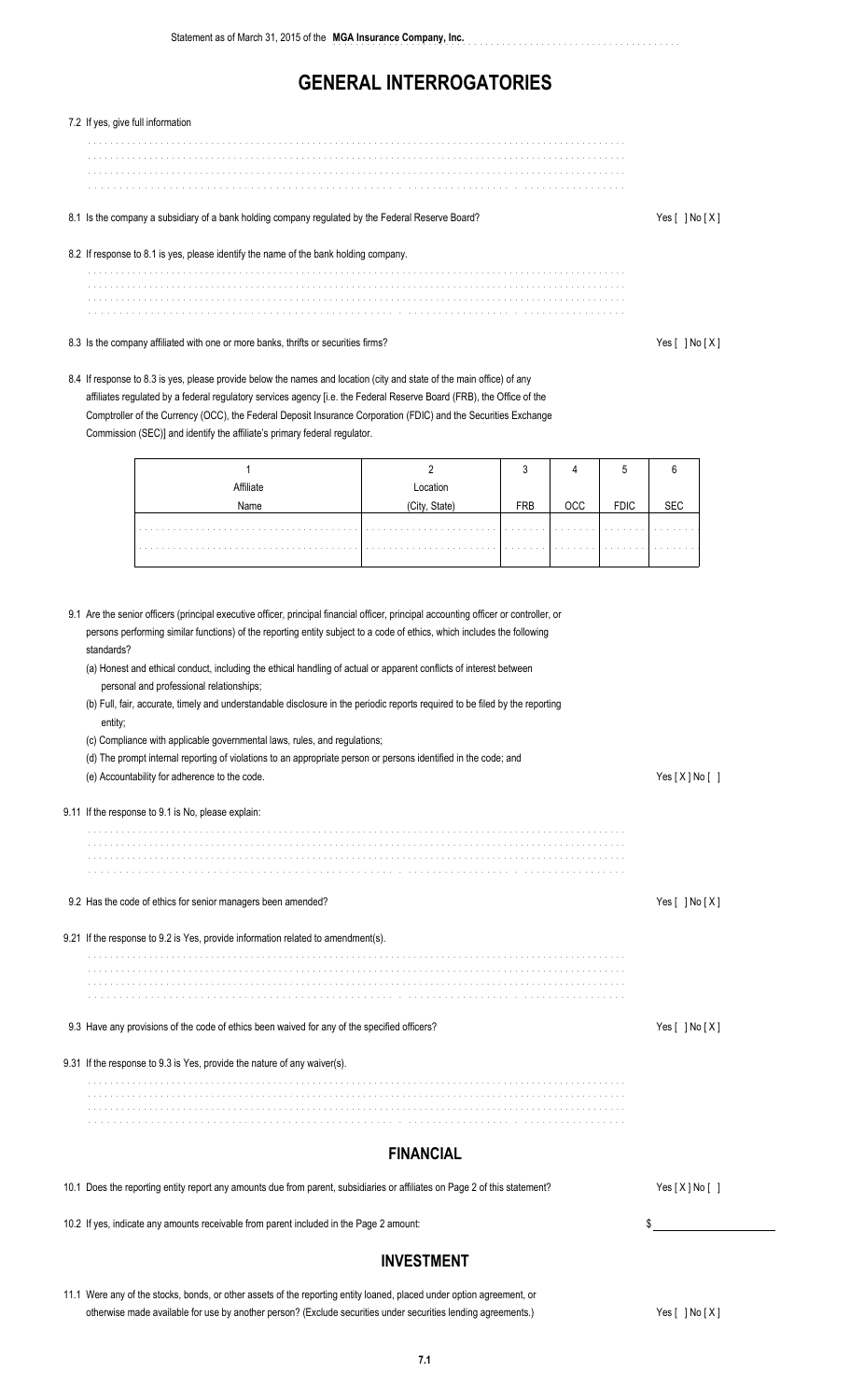Statement as of March 31, 2015 of the **MGA Insurance Company, Inc.**

# GENERAL INTERROGATORIES

7.2 If yes, give full information

8.1 Is the company a subsidiary of a bank holding company regulated by the Federal Reserve Board? Yes [ ] No [ X ]

8.2 If response to 8.1 is yes, please identify the name of the bank holding company.

8.3 Is the company affiliated with one or more banks, thrifts or securities firms? Yes [ ] No [ X ]

8.4 If response to 8.3 is yes, please provide below the names and location (city and state of the main office) of any affiliates regulated by a federal regulatory services agency [i.e. the Federal Reserve Board (FRB), the Office of the Comptroller of the Currency (OCC), the Federal Deposit Insurance Corporation (FDIC) and the Securities Exchange Commission (SEC)] and identify the affiliate's primary federal regulator.

| 1<br>Affiliate<br>Name | 2<br>Location<br>(City, State) | 3<br>FRB | 4<br>OCC | 5<br>FDIC | 6<br>SEC |
|---|---|---|---|---|---|
| | | | | | |
| | | | | | |

9.1 Are the senior officers (principal executive officer, principal financial officer, principal accounting officer or controller, or persons performing similar functions) of the reporting entity subject to a code of ethics, which includes the following standards?

(a) Honest and ethical conduct, including the ethical handling of actual or apparent conflicts of interest between personal and professional relationships;

(b) Full, fair, accurate, timely and understandable disclosure in the periodic reports required to be filed by the reporting entity;

(c) Compliance with applicable governmental laws, rules, and regulations;

(d) The prompt internal reporting of violations to an appropriate person or persons identified in the code; and

(e) Accountability for adherence to the code. Yes [ X ] No [ ]

9.11 If the response to 9.1 is No, please explain:

9.2 Has the code of ethics for senior managers been amended? Yes [ ] No [ X ]

9.21 If the response to 9.2 is Yes, provide information related to amendment(s).

9.3 Have any provisions of the code of ethics been waived for any of the specified officers? Yes [ ] No [ X ]

9.31 If the response to 9.3 is Yes, provide the nature of any waiver(s).

## FINANCIAL

10.1 Does the reporting entity report any amounts due from parent, subsidiaries or affiliates on Page 2 of this statement? Yes [ X ] No [ ]

10.2 If yes, indicate any amounts receivable from parent included in the Page 2 amount: $

## INVESTMENT

11.1 Were any of the stocks, bonds, or other assets of the reporting entity loaned, placed under option agreement, or otherwise made available for use by another person? (Exclude securities under securities lending agreements.) Yes [ ] No [ X ]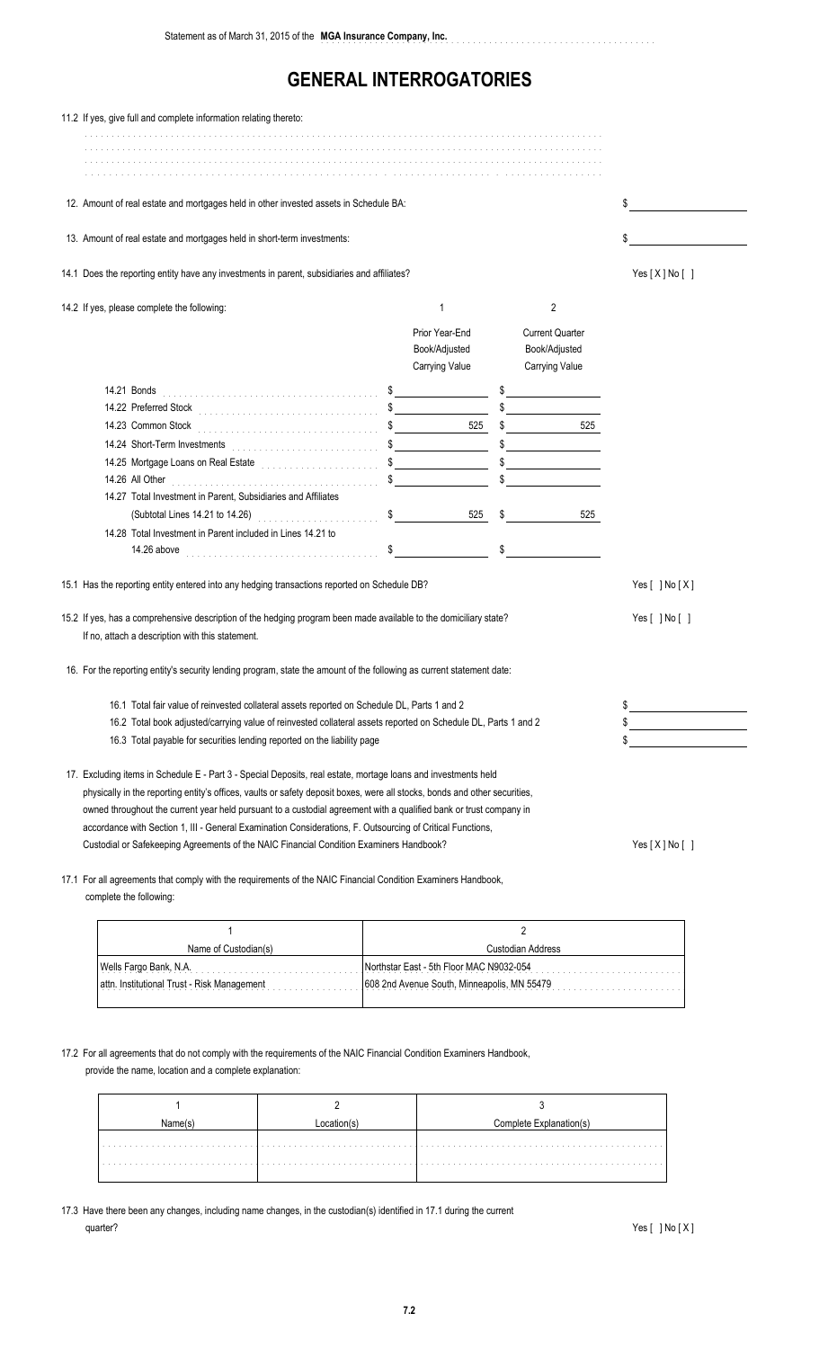# GENERAL INTERROGATORIES

11.2 If yes, give full and complete information relating thereto:

12. Amount of real estate and mortgages held in other invested assets in Schedule BA: $

13. Amount of real estate and mortgages held in short-term investments: $

14.1 Does the reporting entity have any investments in parent, subsidiaries and affiliates? Yes [ X ] No [ ]

14.2 If yes, please complete the following:

| | 1<br>Prior Year-End Book/Adjusted Carrying Value | 2<br>Current Quarter Book/Adjusted Carrying Value |
|---|---|---|
| 14.21 Bonds | $ | $ |
| 14.22 Preferred Stock | $ | $ |
| 14.23 Common Stock | $ 525 | $ 525 |
| 14.24 Short-Term Investments | $ | $ |
| 14.25 Mortgage Loans on Real Estate | $ | $ |
| 14.26 All Other | $ | $ |
| 14.27 Total Investment in Parent, Subsidiaries and Affiliates (Subtotal Lines 14.21 to 14.26) | $ 525 | $ 525 |
| 14.28 Total Investment in Parent included in Lines 14.21 to 14.26 above | $ | $ |

15.1 Has the reporting entity entered into any hedging transactions reported on Schedule DB? Yes [ ] No [ X ]

15.2 If yes, has a comprehensive description of the hedging program been made available to the domiciliary state? Yes [ ] No [ ]
If no, attach a description with this statement.

16. For the reporting entity's security lending program, state the amount of the following as current statement date:

16.1 Total fair value of reinvested collateral assets reported on Schedule DL, Parts 1 and 2 $

16.2 Total book adjusted/carrying value of reinvested collateral assets reported on Schedule DL, Parts 1 and 2 $

16.3 Total payable for securities lending reported on the liability page $

17. Excluding items in Schedule E - Part 3 - Special Deposits, real estate, mortage loans and investments held physically in the reporting entity's offices, vaults or safety deposit boxes, were all stocks, bonds and other securities, owned throughout the current year held pursuant to a custodial agreement with a qualified bank or trust company in accordance with Section 1, III - General Examination Considerations, F. Outsourcing of Critical Functions, Custodial or Safekeeping Agreements of the NAIC Financial Condition Examiners Handbook? Yes [ X ] No [ ]

17.1 For all agreements that comply with the requirements of the NAIC Financial Condition Examiners Handbook, complete the following:

| 1<br>Name of Custodian(s) | 2<br>Custodian Address |
|---|---|
| Wells Fargo Bank, N.A. | Northstar East - 5th Floor MAC N9032-054 |
| attn. Institutional Trust - Risk Management | 608 2nd Avenue South, Minneapolis, MN 55479 |

17.2 For all agreements that do not comply with the requirements of the NAIC Financial Condition Examiners Handbook, provide the name, location and a complete explanation:

| 1<br>Name(s) | 2<br>Location(s) | 3<br>Complete Explanation(s) |
|---|---|---|
| | | |
| | | |

17.3 Have there been any changes, including name changes, in the custodian(s) identified in 17.1 during the current quarter? Yes [ ] No [ X ]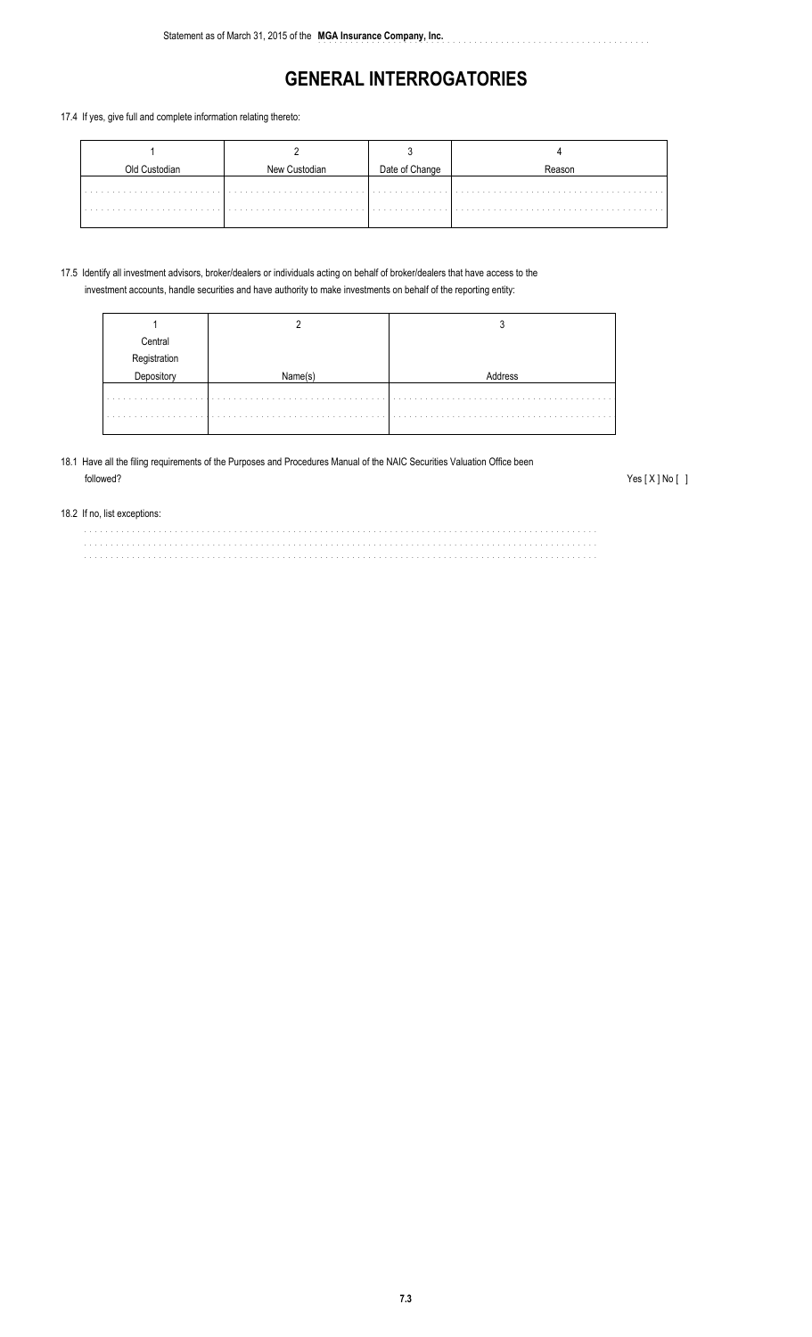# GENERAL INTERROGATORIES

17.4 If yes, give full and complete information relating thereto:

| 1<br>Old Custodian | 2<br>New Custodian | 3<br>Date of Change | 4<br>Reason |
|---|---|---|---|
| | | | |
| | | | |

17.5 Identify all investment advisors, broker/dealers or individuals acting on behalf of broker/dealers that have access to the investment accounts, handle securities and have authority to make investments on behalf of the reporting entity:

| 1<br>Central Registration Depository | 2<br>Name(s) | 3<br>Address |
|---|---|---|
| | | |
| | | |

18.1 Have all the filing requirements of the Purposes and Procedures Manual of the NAIC Securities Valuation Office been followed? Yes [ X ] No [ ]

18.2 If no, list exceptions: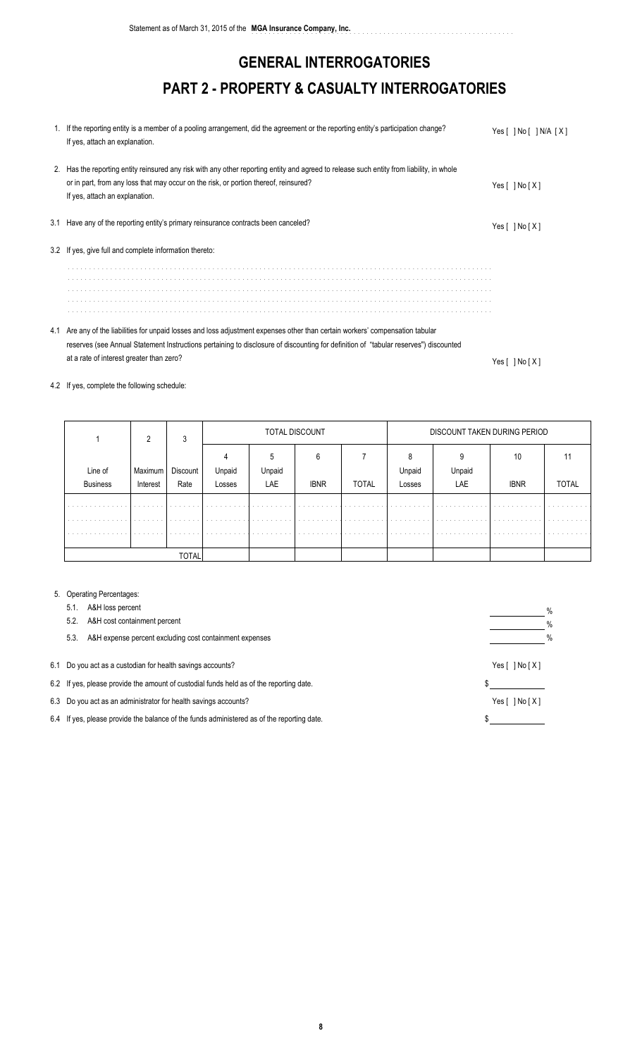# GENERAL INTERROGATORIES

## PART 2 - PROPERTY & CASUALTY INTERROGATORIES

1. If the reporting entity is a member of a pooling arrangement, did the agreement or the reporting entity's participation change? If yes, attach an explanation. Yes [ ] No [ ] N/A [ X ]

2. Has the reporting entity reinsured any risk with any other reporting entity and agreed to release such entity from liability, in whole or in part, from any loss that may occur on the risk, or portion thereof, reinsured? If yes, attach an explanation. Yes [ ] No [ X ]

3.1 Have any of the reporting entity's primary reinsurance contracts been canceled? Yes [ ] No [ X ]

3.2 If yes, give full and complete information thereto:

4.1 Are any of the liabilities for unpaid losses and loss adjustment expenses other than certain workers' compensation tabular reserves (see Annual Statement Instructions pertaining to disclosure of discounting for definition of "tabular reserves") discounted at a rate of interest greater than zero? Yes [ ] No [ X ]

4.2 If yes, complete the following schedule:

| 1 | 2 | 3 | TOTAL DISCOUNT | | | | DISCOUNT TAKEN DURING PERIOD | | | |
|---|---|---|---|---|---|---|---|---|---|---|
| | | | 4 | 5 | 6 | 7 | 8 | 9 | 10 | 11 |
| Line of Business | Maximum Interest | Discount Rate | Unpaid Losses | Unpaid LAE | IBNR | TOTAL | Unpaid Losses | Unpaid LAE | IBNR | TOTAL |
| | | | | | | | | | | |
| | | | | | | | | | | |
| | | | | | | | | | | |
| | | TOTAL | | | | | | | | |

5. Operating Percentages:
   - 5.1. A&H loss percent ______ %
   - 5.2. A&H cost containment percent ______ %
   - 5.3. A&H expense percent excluding cost containment expenses ______ %

6.1 Do you act as a custodian for health savings accounts? Yes [ ] No [ X ]

6.2 If yes, please provide the amount of custodial funds held as of the reporting date. $ ______

6.3 Do you act as an administrator for health savings accounts? Yes [ ] No [ X ]

6.4 If yes, please provide the balance of the funds administered as of the reporting date. $ ______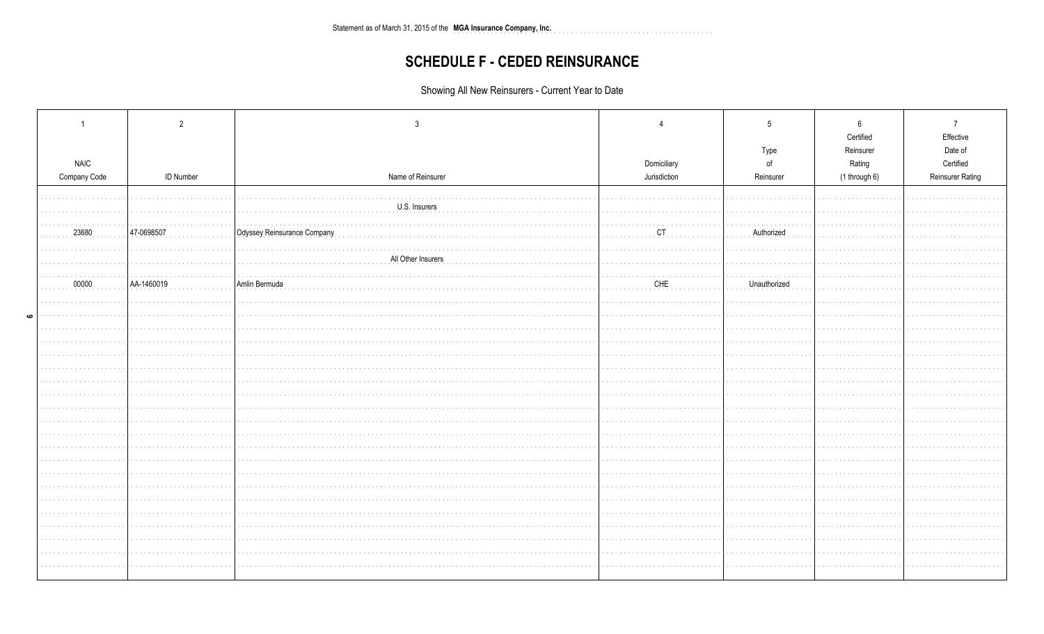Statement as of March 31, 2015 of the **MGA Insurance Company, Inc.**

# SCHEDULE F - CEDED REINSURANCE

Showing All New Reinsurers - Current Year to Date

| 1<br>NAIC Company Code | 2<br>ID Number | 3<br>Name of Reinsurer | 4<br>Domiciliary Jurisdiction | 5<br>Type of Reinsurer | 6<br>Certified Reinsurer Rating (1 through 6) | 7<br>Effective Date of Certified Reinsurer Rating |
|---|---|---|---|---|---|---|
| | | U.S. Insurers | | | | |
| 23680 | 47-0698507 | Odyssey Reinsurance Company | CT | Authorized | | |
| | | All Other Insurers | | | | |
| 00000 | AA-1460019 | Amlin Bermuda | CHE | Unauthorized | | |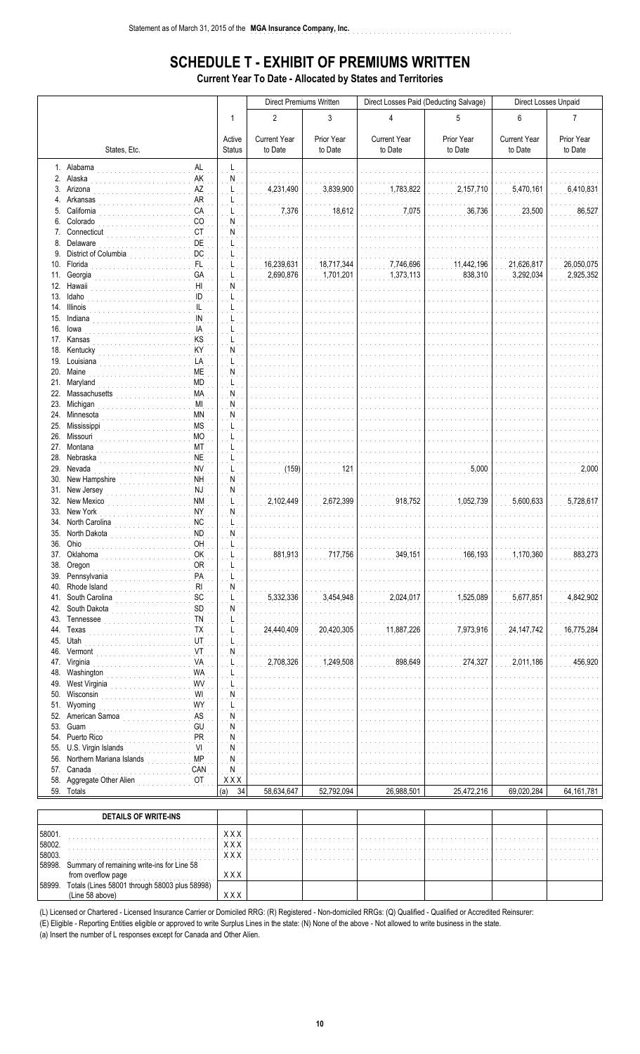# SCHEDULE T - EXHIBIT OF PREMIUMS WRITTEN

**Current Year To Date - Allocated by States and Territories**

| | | | Direct Premiums Written | | Direct Losses Paid (Deducting Salvage) | | Direct Losses Unpaid | |
|---|---|---|---|---|---|---|---|---|
| | | 1 | 2 | 3 | 4 | 5 | 6 | 7 |
| States, Etc. | | Active Status | Current Year to Date | Prior Year to Date | Current Year to Date | Prior Year to Date | Current Year to Date | Prior Year to Date |
| 1. Alabama | AL | L | | | | | | |
| 2. Alaska | AK | N | | | | | | |
| 3. Arizona | AZ | L | 4,231,490 | 3,839,900 | 1,783,822 | 2,157,710 | 5,470,161 | 6,410,831 |
| 4. Arkansas | AR | L | | | | | | |
| 5. California | CA | L | 7,376 | 18,612 | 7,075 | 36,736 | 23,500 | 86,527 |
| 6. Colorado | CO | N | | | | | | |
| 7. Connecticut | CT | N | | | | | | |
| 8. Delaware | DE | L | | | | | | |
| 9. District of Columbia | DC | L | | | | | | |
| 10. Florida | FL | L | 16,239,631 | 18,717,344 | 7,746,696 | 11,442,196 | 21,626,817 | 26,050,075 |
| 11. Georgia | GA | L | 2,690,876 | 1,701,201 | 1,373,113 | 838,310 | 3,292,034 | 2,925,352 |
| 12. Hawaii | HI | N | | | | | | |
| 13. Idaho | ID | L | | | | | | |
| 14. Illinois | IL | L | | | | | | |
| 15. Indiana | IN | L | | | | | | |
| 16. Iowa | IA | L | | | | | | |
| 17. Kansas | KS | L | | | | | | |
| 18. Kentucky | KY | N | | | | | | |
| 19. Louisiana | LA | L | | | | | | |
| 20. Maine | ME | N | | | | | | |
| 21. Maryland | MD | L | | | | | | |
| 22. Massachusetts | MA | N | | | | | | |
| 23. Michigan | MI | N | | | | | | |
| 24. Minnesota | MN | N | | | | | | |
| 25. Mississippi | MS | L | | | | | | |
| 26. Missouri | MO | L | | | | | | |
| 27. Montana | MT | L | | | | | | |
| 28. Nebraska | NE | L | | | | | | |
| 29. Nevada | NV | L | (159) | 121 | | 5,000 | | 2,000 |
| 30. New Hampshire | NH | N | | | | | | |
| 31. New Jersey | NJ | N | | | | | | |
| 32. New Mexico | NM | L | 2,102,449 | 2,672,399 | 918,752 | 1,052,739 | 5,600,633 | 5,728,617 |
| 33. New York | NY | N | | | | | | |
| 34. North Carolina | NC | L | | | | | | |
| 35. North Dakota | ND | N | | | | | | |
| 36. Ohio | OH | L | | | | | | |
| 37. Oklahoma | OK | L | 881,913 | 717,756 | 349,151 | 166,193 | 1,170,360 | 883,273 |
| 38. Oregon | OR | L | | | | | | |
| 39. Pennsylvania | PA | L | | | | | | |
| 40. Rhode Island | RI | N | | | | | | |
| 41. South Carolina | SC | L | 5,332,336 | 3,454,948 | 2,024,017 | 1,525,089 | 5,677,851 | 4,842,902 |
| 42. South Dakota | SD | N | | | | | | |
| 43. Tennessee | TN | L | | | | | | |
| 44. Texas | TX | L | 24,440,409 | 20,420,305 | 11,887,226 | 7,973,916 | 24,147,742 | 16,775,284 |
| 45. Utah | UT | L | | | | | | |
| 46. Vermont | VT | N | | | | | | |
| 47. Virginia | VA | L | 2,708,326 | 1,249,508 | 898,649 | 274,327 | 2,011,186 | 456,920 |
| 48. Washington | WA | L | | | | | | |
| 49. West Virginia | WV | L | | | | | | |
| 50. Wisconsin | WI | N | | | | | | |
| 51. Wyoming | WY | L | | | | | | |
| 52. American Samoa | AS | N | | | | | | |
| 53. Guam | GU | N | | | | | | |
| 54. Puerto Rico | PR | N | | | | | | |
| 55. U.S. Virgin Islands | VI | N | | | | | | |
| 56. Northern Mariana Islands | MP | N | | | | | | |
| 57. Canada | CAN | N | | | | | | |
| 58. Aggregate Other Alien | OT | XXX | | | | | | |
| 59. Totals | | (a) 34 | 58,634,647 | 52,792,094 | 26,988,501 | 25,472,216 | 69,020,284 | 64,161,781 |

| DETAILS OF WRITE-INS | | | | | | | |
|---|---|---|---|---|---|---|---|
| 58001. | XXX | | | | | | |
| 58002. | XXX | | | | | | |
| 58003. | XXX | | | | | | |
| 58998. Summary of remaining write-ins for Line 58 from overflow page | XXX | | | | | | |
| 58999. Totals (Lines 58001 through 58003 plus 58998) (Line 58 above) | XXX | | | | | | |

(L) Licensed or Chartered - Licensed Insurance Carrier or Domiciled RRG: (R) Registered - Non-domiciled RRGs: (Q) Qualified - Qualified or Accredited Reinsurer:

(E) Eligible - Reporting Entities eligible or approved to write Surplus Lines in the state: (N) None of the above - Not allowed to write business in the state.

(a) Insert the number of L responses except for Canada and Other Alien.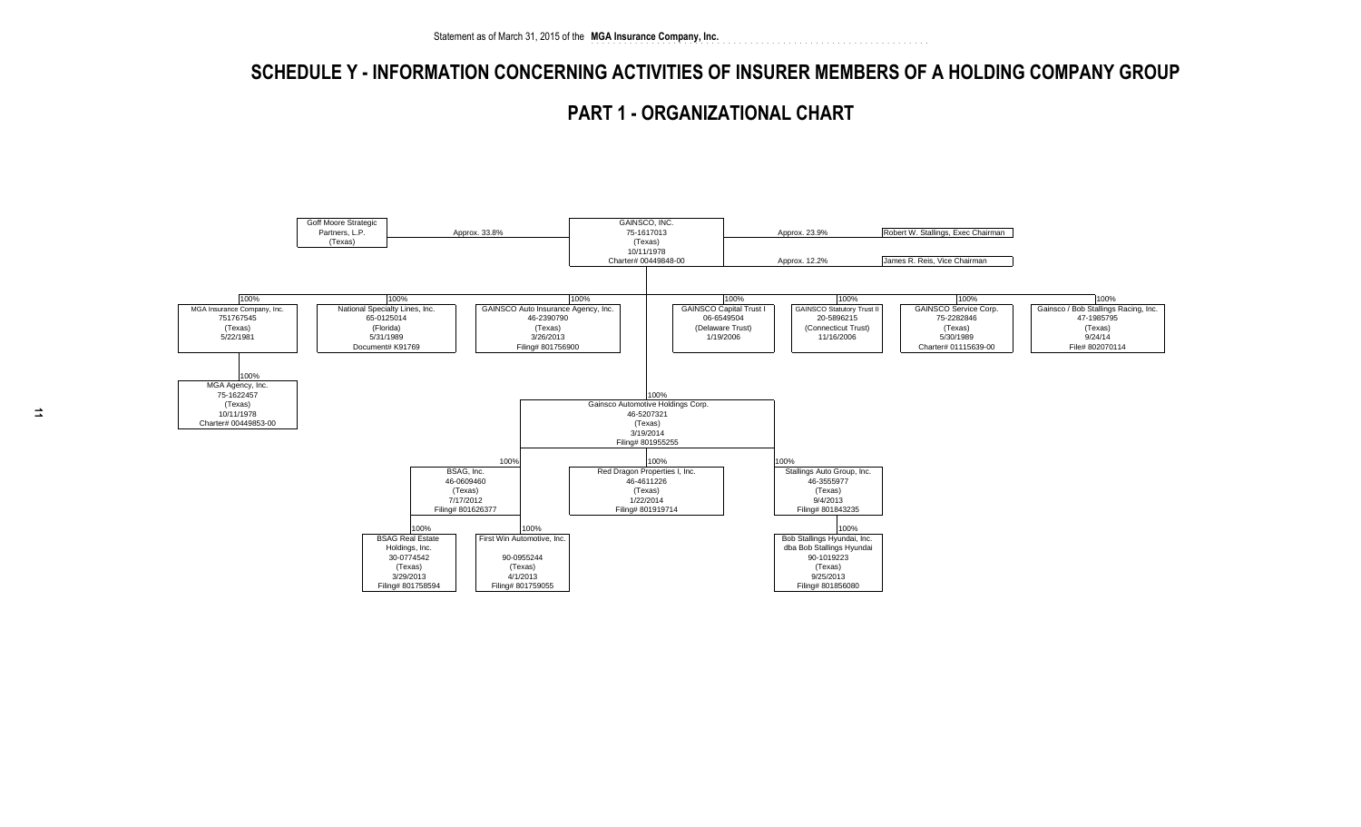# SCHEDULE Y - INFORMATION CONCERNING ACTIVITIES OF INSURER MEMBERS OF A HOLDING COMPANY GROUP

## PART 1 - ORGANIZATIONAL CHART

**GAINSCO, INC.**
75-1617013
(Texas)
10/11/1978
Charter# 00449848-00

Owners of GAINSCO, INC.:

- Goff Moore Strategic Partners, L.P. (Texas) — Approx. 33.8%
- Robert W. Stallings, Exec Chairman — Approx. 23.9%
- James R. Reis, Vice Chairman — Approx. 12.2%

Subsidiaries of GAINSCO, INC.:

- 100% — MGA Insurance Company, Inc.; 751767545; (Texas); 5/22/1981
  - 100% — MGA Agency, Inc.; 75-1622457; (Texas); 10/11/1978; Charter# 00449853-00
- 100% — National Specialty Lines, Inc.; 65-0125014; (Florida); 5/31/1989; Document# K91769
- 100% — GAINSCO Auto Insurance Agency, Inc.; 46-2390790; (Texas); 3/26/2013; Filing# 801756900
- 100% — GAINSCO Capital Trust I; 06-6549504; (Delaware Trust); 1/19/2006
- 100% — GAINSCO Statutory Trust II; 20-5896215; (Connecticut Trust); 11/16/2006
- 100% — GAINSCO Service Corp.; 75-2282846; (Texas); 5/30/1989; Charter# 01115639-00
- 100% — Gainsco / Bob Stallings Racing, Inc.; 47-1985795; (Texas); 9/24/14; File# 802070114
- 100% — Gainsco Automotive Holdings Corp.; 46-5207321; (Texas); 3/19/2014; Filing# 801955255
  - 100% — BSAG, Inc.; 46-0609460; (Texas); 7/17/2012; Filing# 801626377
    - 100% — BSAG Real Estate Holdings, Inc.; 30-0774542; (Texas); 3/29/2013; Filing# 801758594
    - 100% — First Win Automotive, Inc.; 90-0955244; (Texas); 4/1/2013; Filing# 801759055
  - 100% — Red Dragon Properties I, Inc.; 46-4611226; (Texas); 1/22/2014; Filing# 801919714
  - 100% — Stallings Auto Group, Inc.; 46-3555977; (Texas); 9/4/2013; Filing# 801843235
    - 100% — Bob Stallings Hyundai, Inc. dba Bob Stallings Hyundai; 90-1019223; (Texas); 9/25/2013; Filing# 801856080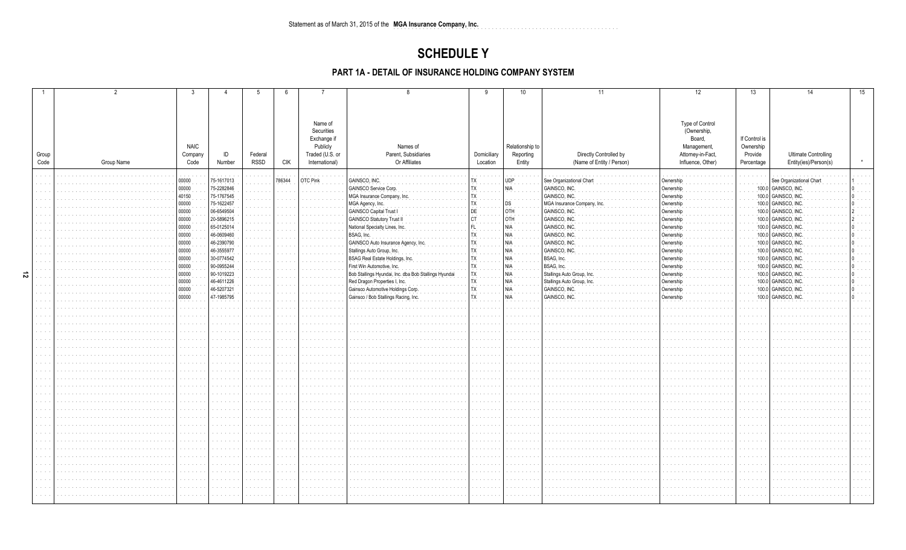Statement as of March 31, 2015 of the **MGA Insurance Company, Inc.**

# SCHEDULE Y

## PART 1A - DETAIL OF INSURANCE HOLDING COMPANY SYSTEM

| 1 | 2 | 3 | 4 | 5 | 6 | 7 | 8 | 9 | 10 | 11 | 12 | 13 | 14 | 15 |
|---|---|---|---|---|---|---|---|---|---|---|---|---|---|---|
| Group Code | Group Name | NAIC Company Code | ID Number | Federal RSSD | CIK | Name of Securities Exchange if Publicly Traded (U.S. or International) | Names of Parent, Subsidiaries Or Affiliates | Domiciliary Location | Relationship to Reporting Entity | Directly Controlled by (Name of Entity / Person) | Type of Control (Ownership, Board, Management, Attorney-in-Fact, Influence, Other) | If Control is Ownership Provide Percentage | Ultimate Controlling Entity(ies)/Person(s) | * |
| | | 00000 | 75-1617013 | | 786344 | OTC Pink | GAINSCO, INC. | TX | UDP | See Organizational Chart | Ownership | | See Organizational Chart | 1 |
| | | 00000 | 75-2282846 | | | | GAINSCO Service Corp. | TX | NIA | GAINSCO, INC. | Ownership | 100.0 | GAINSCO, INC. | 0 |
| | | 40150 | 75-1767545 | | | | MGA Insurance Company, Inc. | TX | | GAINSCO, INC. | Ownership | 100.0 | GAINSCO, INC. | 0 |
| | | 00000 | 75-1622457 | | | | MGA Agency, Inc. | TX | DS | MGA Insurance Company, Inc. | Ownership | 100.0 | GAINSCO, INC. | 0 |
| | | 00000 | 06-6549504 | | | | GAINSCO Capital Trust I | DE | OTH | GAINSCO, INC. | Ownership | 100.0 | GAINSCO, INC. | 2 |
| | | 00000 | 20-5896215 | | | | GAINSCO Statutory Trust II | CT | OTH | GAINSCO, INC. | Ownership | 100.0 | GAINSCO, INC. | 2 |
| | | 00000 | 65-0125014 | | | | National Specialty Lines, Inc. | FL | NIA | GAINSCO, INC. | Ownership | 100.0 | GAINSCO, INC. | 0 |
| | | 00000 | 46-0609460 | | | | BSAG, Inc. | TX | NIA | GAINSCO, INC. | Ownership | 100.0 | GAINSCO, INC. | 0 |
| | | 00000 | 46-2390790 | | | | GAINSCO Auto Insurance Agency, Inc. | TX | NIA | GAINSCO, INC. | Ownership | 100.0 | GAINSCO, INC. | 0 |
| | | 00000 | 46-3555977 | | | | Stallings Auto Group, Inc. | TX | NIA | GAINSCO, INC. | Ownership | 100.0 | GAINSCO, INC. | 0 |
| | | 00000 | 30-0774542 | | | | BSAG Real Estate Holdings, Inc. | TX | NIA | BSAG, Inc. | Ownership | 100.0 | GAINSCO, INC. | 0 |
| | | 00000 | 90-0955244 | | | | First Win Automotive, Inc. | TX | NIA | BSAG, Inc. | Ownership | 100.0 | GAINSCO, INC. | 0 |
| | | 00000 | 90-1019223 | | | | Bob Stallings Hyundai, Inc. dba Bob Stallings Hyundai | TX | NIA | Stallings Auto Group, Inc. | Ownership | 100.0 | GAINSCO, INC. | 0 |
| | | 00000 | 46-4611226 | | | | Red Dragon Properties I, Inc. | TX | NIA | Stallings Auto Group, Inc. | Ownership | 100.0 | GAINSCO, INC. | 0 |
| | | 00000 | 46-5207321 | | | | Gainsco Automotive Holdings Corp. | TX | NIA | GAINSCO, INC. | Ownership | 100.0 | GAINSCO, INC. | 0 |
| | | 00000 | 47-1985795 | | | | Gainsco / Bob Stallings Racing, Inc. | TX | NIA | GAINSCO, INC. | Ownership | 100.0 | GAINSCO, INC. | 0 |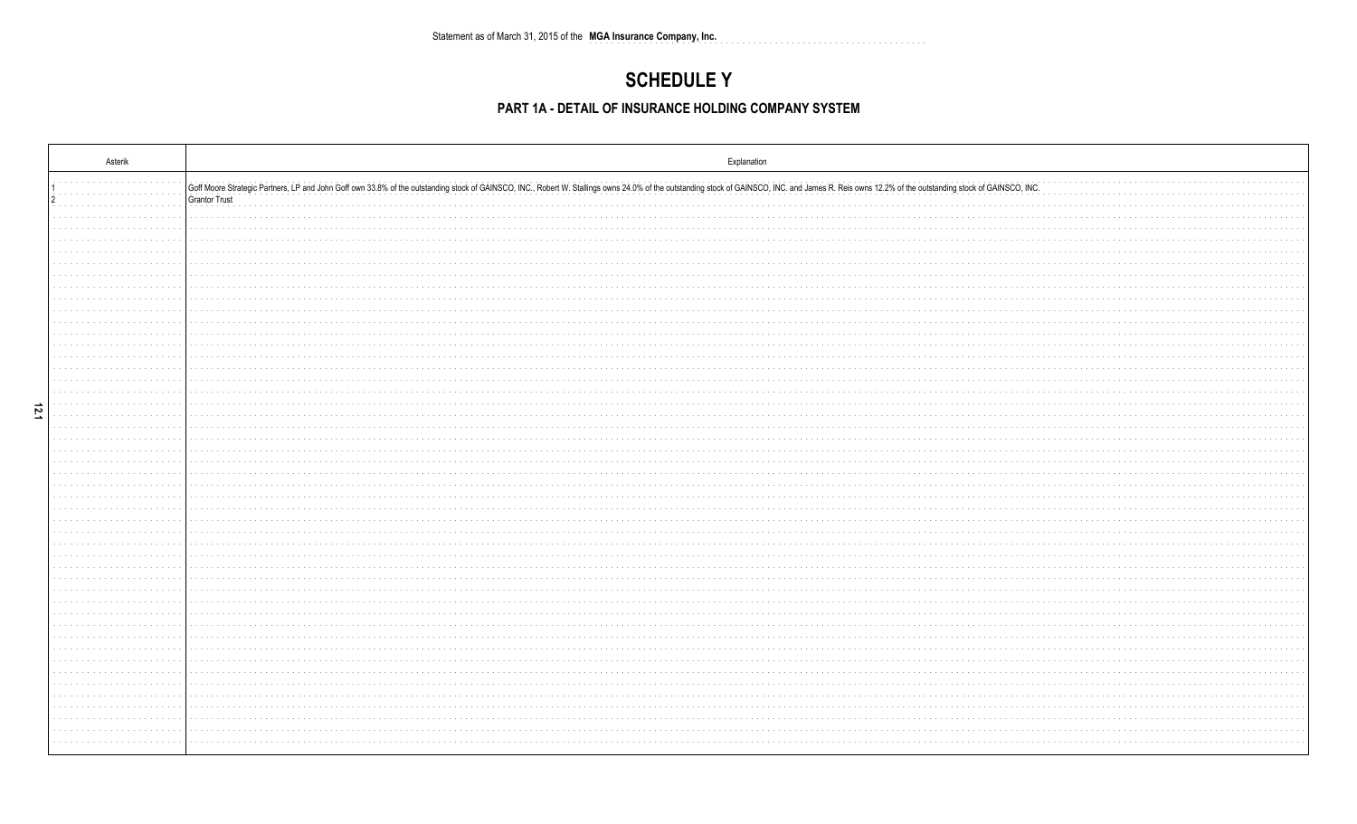Statement as of March 31, 2015 of the **MGA Insurance Company, Inc.**

# SCHEDULE Y

## PART 1A - DETAIL OF INSURANCE HOLDING COMPANY SYSTEM

| Asterik | Explanation |
|---|---|
| 1 | Goff Moore Strategic Partners, LP and John Goff own 33.8% of the outstanding stock of GAINSCO, INC., Robert W. Stallings owns 24.0% of the outstanding stock of GAINSCO, INC. and James R. Reis owns 12.2% of the outstanding stock of GAINSCO, INC. |
| 2 | Grantor Trust |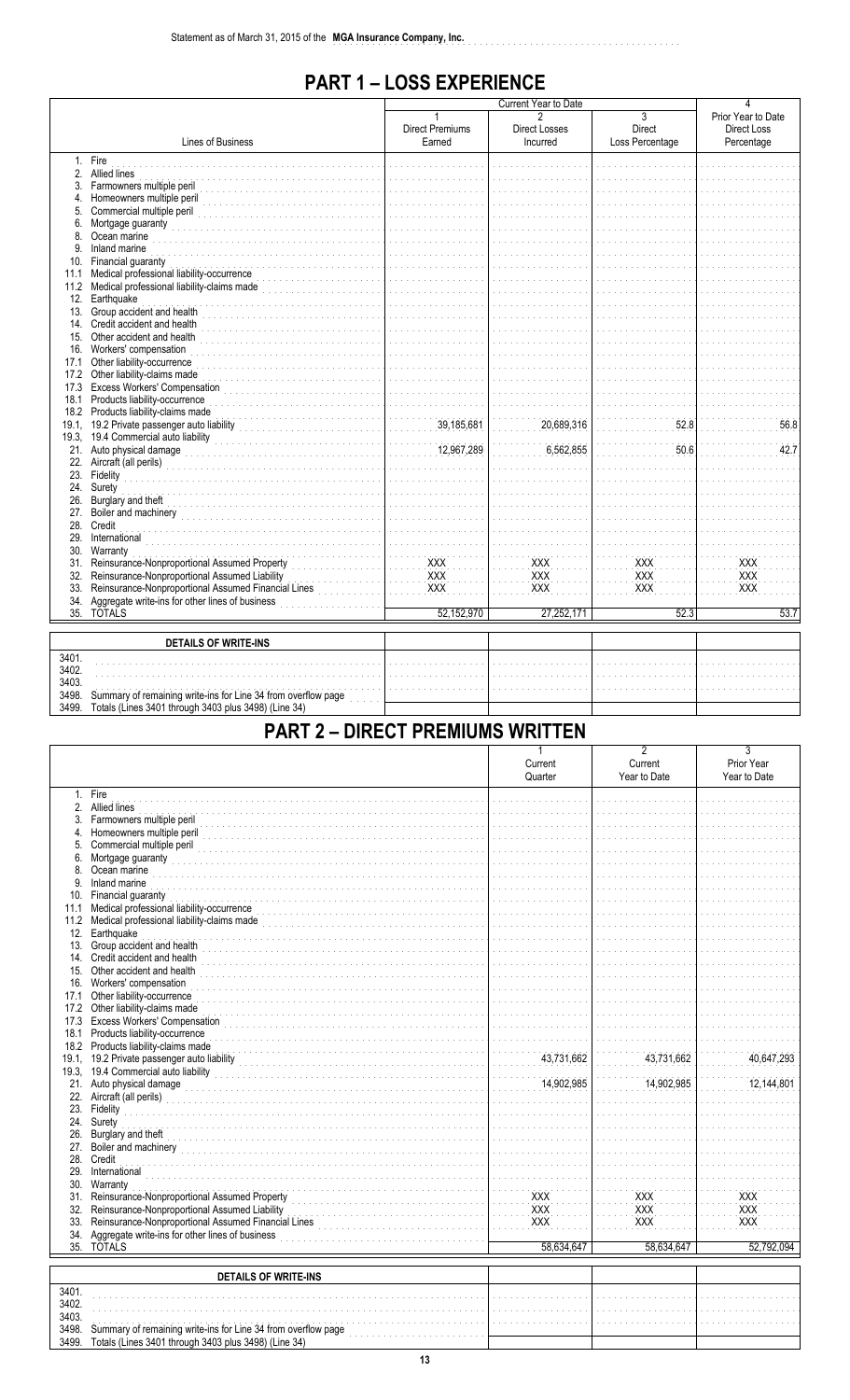# PART 1 – LOSS EXPERIENCE

| Lines of Business | Current Year to Date | | | 4 |
|---|---|---|---|---|
| | 1<br>Direct Premiums<br>Earned | 2<br>Direct Losses<br>Incurred | 3<br>Direct<br>Loss Percentage | Prior Year to Date<br>Direct Loss<br>Percentage |
| 1. Fire | | | | |
| 2. Allied lines | | | | |
| 3. Farmowners multiple peril | | | | |
| 4. Homeowners multiple peril | | | | |
| 5. Commercial multiple peril | | | | |
| 6. Mortgage guaranty | | | | |
| 8. Ocean marine | | | | |
| 9. Inland marine | | | | |
| 10. Financial guaranty | | | | |
| 11.1 Medical professional liability-occurrence | | | | |
| 11.2 Medical professional liability-claims made | | | | |
| 12. Earthquake | | | | |
| 13. Group accident and health | | | | |
| 14. Credit accident and health | | | | |
| 15. Other accident and health | | | | |
| 16. Workers' compensation | | | | |
| 17.1 Other liability-occurrence | | | | |
| 17.2 Other liability-claims made | | | | |
| 17.3 Excess Workers' Compensation | | | | |
| 18.1 Products liability-occurrence | | | | |
| 18.2 Products liability-claims made | | | | |
| 19.1, 19.2 Private passenger auto liability | 39,185,681 | 20,689,316 | 52.8 | 56.8 |
| 19.3, 19.4 Commercial auto liability | | | | |
| 21. Auto physical damage | 12,967,289 | 6,562,855 | 50.6 | 42.7 |
| 22. Aircraft (all perils) | | | | |
| 23. Fidelity | | | | |
| 24. Surety | | | | |
| 26. Burglary and theft | | | | |
| 27. Boiler and machinery | | | | |
| 28. Credit | | | | |
| 29. International | | | | |
| 30. Warranty | | | | |
| 31. Reinsurance-Nonproportional Assumed Property | XXX | XXX | XXX | XXX |
| 32. Reinsurance-Nonproportional Assumed Liability | XXX | XXX | XXX | XXX |
| 33. Reinsurance-Nonproportional Assumed Financial Lines | XXX | XXX | XXX | XXX |
| 34. Aggregate write-ins for other lines of business | | | | |
| 35. TOTALS | 52,152,970 | 27,252,171 | 52.3 | 53.7 |

| DETAILS OF WRITE-INS | | | | |
|---|---|---|---|---|
| 3401. | | | | |
| 3402. | | | | |
| 3403. | | | | |
| 3498. Summary of remaining write-ins for Line 34 from overflow page | | | | |
| 3499. Totals (Lines 3401 through 3403 plus 3498) (Line 34) | | | | |

# PART 2 – DIRECT PREMIUMS WRITTEN

| | 1<br>Current<br>Quarter | 2<br>Current<br>Year to Date | 3<br>Prior Year<br>Year to Date |
|---|---|---|---|
| 1. Fire | | | |
| 2. Allied lines | | | |
| 3. Farmowners multiple peril | | | |
| 4. Homeowners multiple peril | | | |
| 5. Commercial multiple peril | | | |
| 6. Mortgage guaranty | | | |
| 8. Ocean marine | | | |
| 9. Inland marine | | | |
| 10. Financial guaranty | | | |
| 11.1 Medical professional liability-occurrence | | | |
| 11.2 Medical professional liability-claims made | | | |
| 12. Earthquake | | | |
| 13. Group accident and health | | | |
| 14. Credit accident and health | | | |
| 15. Other accident and health | | | |
| 16. Workers' compensation | | | |
| 17.1 Other liability-occurrence | | | |
| 17.2 Other liability-claims made | | | |
| 17.3 Excess Workers' Compensation | | | |
| 18.1 Products liability-occurrence | | | |
| 18.2 Products liability-claims made | | | |
| 19.1, 19.2 Private passenger auto liability | 43,731,662 | 43,731,662 | 40,647,293 |
| 19.3, 19.4 Commercial auto liability | | | |
| 21. Auto physical damage | 14,902,985 | 14,902,985 | 12,144,801 |
| 22. Aircraft (all perils) | | | |
| 23. Fidelity | | | |
| 24. Surety | | | |
| 26. Burglary and theft | | | |
| 27. Boiler and machinery | | | |
| 28. Credit | | | |
| 29. International | | | |
| 30. Warranty | | | |
| 31. Reinsurance-Nonproportional Assumed Property | XXX | XXX | XXX |
| 32. Reinsurance-Nonproportional Assumed Liability | XXX | XXX | XXX |
| 33. Reinsurance-Nonproportional Assumed Financial Lines | XXX | XXX | XXX |
| 34. Aggregate write-ins for other lines of business | | | |
| 35. TOTALS | 58,634,647 | 58,634,647 | 52,792,094 |

| DETAILS OF WRITE-INS | | | |
|---|---|---|---|
| 3401. | | | |
| 3402. | | | |
| 3403. | | | |
| 3498. Summary of remaining write-ins for Line 34 from overflow page | | | |
| 3499. Totals (Lines 3401 through 3403 plus 3498) (Line 34) | | | |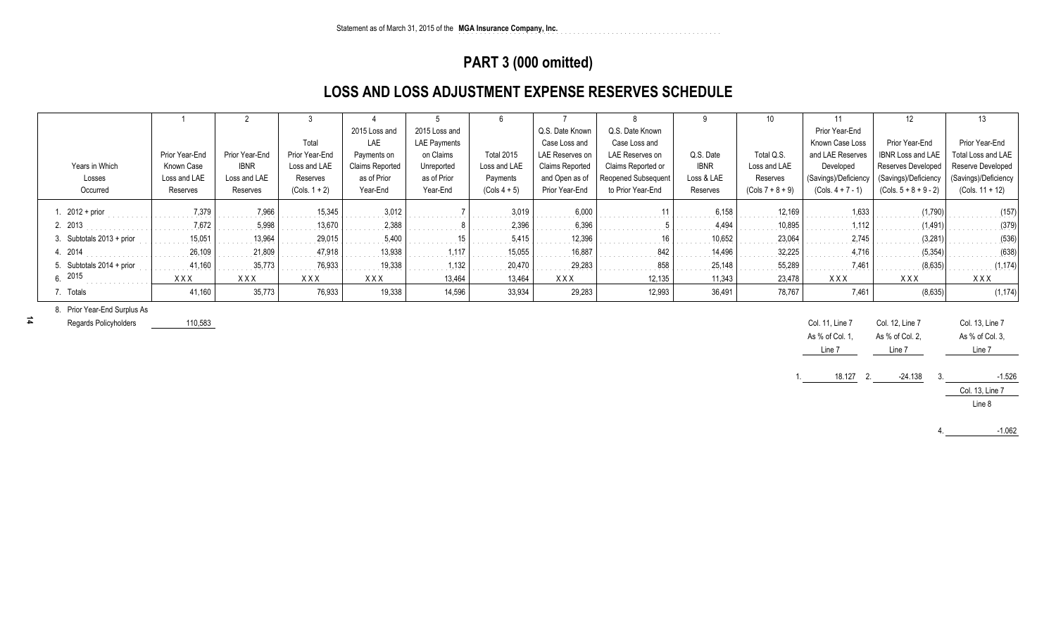Statement as of March 31, 2015 of the **MGA Insurance Company, Inc.**

# PART 3 (000 omitted)

## LOSS AND LOSS ADJUSTMENT EXPENSE RESERVES SCHEDULE

| | 1 | 2 | 3 | 4 | 5 | 6 | 7 | 8 | 9 | 10 | 11 | 12 | 13 |
|---|---|---|---|---|---|---|---|---|---|---|---|---|---|
| Years in Which Losses Occurred | Prior Year-End Known Case Loss and LAE Reserves | Prior Year-End IBNR Loss and LAE Reserves | Total Prior Year-End Loss and LAE Reserves (Cols. 1 + 2) | 2015 Loss and LAE Payments on Claims Reported as of Prior Year-End | 2015 Loss and LAE Payments on Claims Unreported as of Prior Year-End | Total 2015 Loss and LAE Payments (Cols 4 + 5) | Q.S. Date Known Case Loss and LAE Reserves on Claims Reported and Open as of Prior Year-End | Q.S. Date Known Case Loss and LAE Reserves on Claims Reported or Reopened Subsequent to Prior Year-End | Q.S. Date IBNR Loss & LAE Reserves | Total Q.S. Loss and LAE Reserves (Cols 7 + 8 + 9) | Prior Year-End Known Case Loss and LAE Reserves Developed (Savings)/Deficiency (Cols. 4 + 7 - 1) | Prior Year-End IBNR Loss and LAE Reserves Developed (Savings)/Deficiency (Cols. 5 + 8 + 9 - 2) | Prior Year-End Total Loss and LAE Reserve Developed (Savings)/Deficiency (Cols. 11 + 12) |
| 1. 2012 + prior | 7,379 | 7,966 | 15,345 | 3,012 | 7 | 3,019 | 6,000 | 11 | 6,158 | 12,169 | 1,633 | (1,790) | (157) |
| 2. 2013 | 7,672 | 5,998 | 13,670 | 2,388 | 8 | 2,396 | 6,396 | 5 | 4,494 | 10,895 | 1,112 | (1,491) | (379) |
| 3. Subtotals 2013 + prior | 15,051 | 13,964 | 29,015 | 5,400 | 15 | 5,415 | 12,396 | 16 | 10,652 | 23,064 | 2,745 | (3,281) | (536) |
| 4. 2014 | 26,109 | 21,809 | 47,918 | 13,938 | 1,117 | 15,055 | 16,887 | 842 | 14,496 | 32,225 | 4,716 | (5,354) | (638) |
| 5. Subtotals 2014 + prior | 41,160 | 35,773 | 76,933 | 19,338 | 1,132 | 20,470 | 29,283 | 858 | 25,148 | 55,289 | 7,461 | (8,635) | (1,174) |
| 6. 2015 | XXX | XXX | XXX | XXX | 13,464 | 13,464 | XXX | 12,135 | 11,343 | 23,478 | XXX | XXX | XXX |
| 7. Totals | 41,160 | 35,773 | 76,933 | 19,338 | 14,596 | 33,934 | 29,283 | 12,993 | 36,491 | 78,767 | 7,461 | (8,635) | (1,174) |

8. Prior Year-End Surplus As Regards Policyholders: 110,583

| Col. 11, Line 7 As % of Col. 1, Line 7 | Col. 12, Line 7 As % of Col. 2, Line 7 | Col. 13, Line 7 As % of Col. 3, Line 7 |
|---|---|---|
| 1. 18.127 | 2. -24.138 | 3. -1.526 |

Col. 13, Line 7 / Line 8

4. -1.062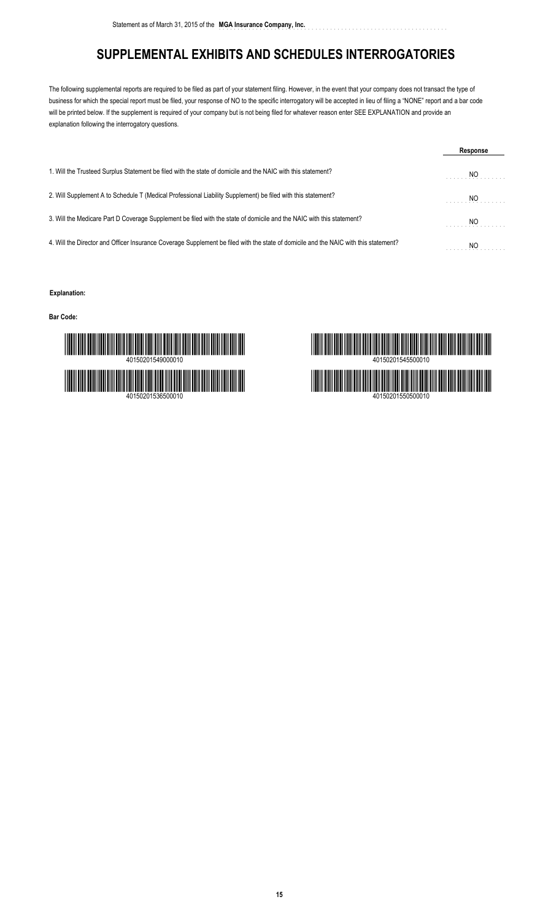# SUPPLEMENTAL EXHIBITS AND SCHEDULES INTERROGATORIES

The following supplemental reports are required to be filed as part of your statement filing. However, in the event that your company does not transact the type of business for which the special report must be filed, your response of NO to the specific interrogatory will be accepted in lieu of filing a "NONE" report and a bar code will be printed below. If the supplement is required of your company but is not being filed for whatever reason enter SEE EXPLANATION and provide an explanation following the interrogatory questions.

| | Response |
|---|---|
| 1. Will the Trusteed Surplus Statement be filed with the state of domicile and the NAIC with this statement? | NO |
| 2. Will Supplement A to Schedule T (Medical Professional Liability Supplement) be filed with this statement? | NO |
| 3. Will the Medicare Part D Coverage Supplement be filed with the state of domicile and the NAIC with this statement? | NO |
| 4. Will the Director and Officer Insurance Coverage Supplement be filed with the state of domicile and the NAIC with this statement? | NO |

**Explanation:**

**Bar Code:**

40150201549000010

40150201545500010

40150201536500010

40150201550500010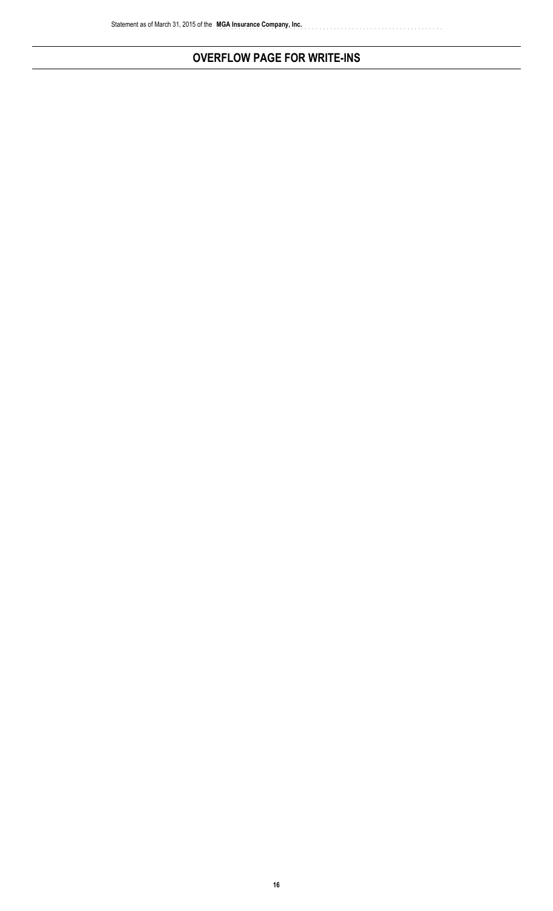# OVERFLOW PAGE FOR WRITE-INS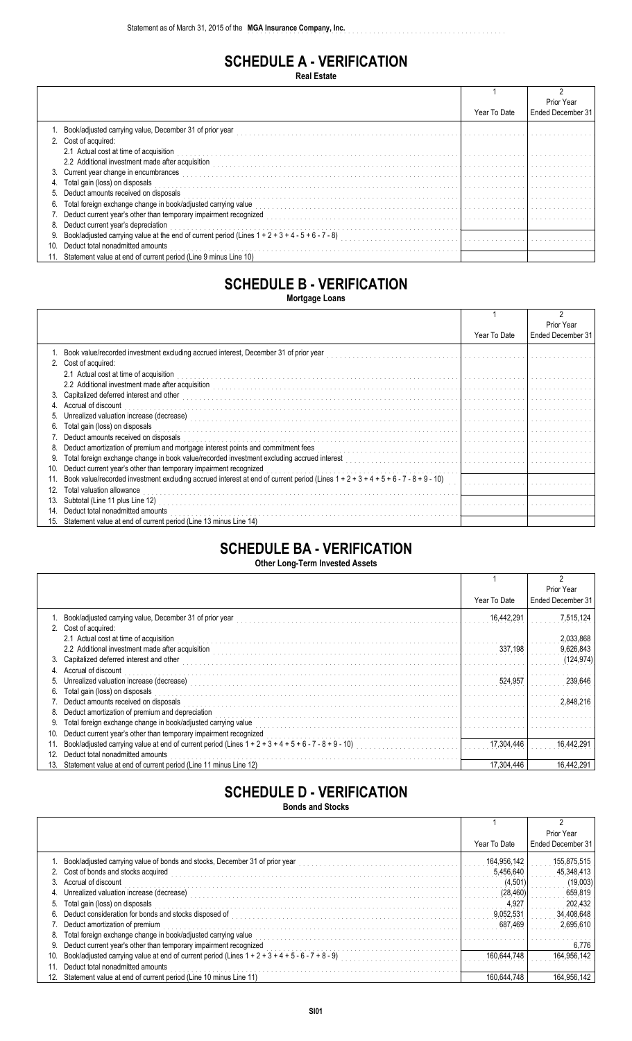Statement as of March 31, 2015 of the **MGA Insurance Company, Inc.**

# SCHEDULE A - VERIFICATION

**Real Estate**

| | 1<br>Year To Date | 2<br>Prior Year<br>Ended December 31 |
|---|---|---|
| 1. Book/adjusted carrying value, December 31 of prior year | | |
| 2. Cost of acquired: | | |
| 2.1 Actual cost at time of acquisition | | |
| 2.2 Additional investment made after acquisition | | |
| 3. Current year change in encumbrances | | |
| 4. Total gain (loss) on disposals | | |
| 5. Deduct amounts received on disposals | | |
| 6. Total foreign exchange change in book/adjusted carrying value | | |
| 7. Deduct current year's other than temporary impairment recognized | | |
| 8. Deduct current year's depreciation | | |
| 9. Book/adjusted carrying value at the end of current period (Lines 1 + 2 + 3 + 4 - 5 + 6 - 7 - 8) | | |
| 10. Deduct total nonadmitted amounts | | |
| 11. Statement value at end of current period (Line 9 minus Line 10) | | |

# SCHEDULE B - VERIFICATION

**Mortgage Loans**

| | 1<br>Year To Date | 2<br>Prior Year<br>Ended December 31 |
|---|---|---|
| 1. Book value/recorded investment excluding accrued interest, December 31 of prior year | | |
| 2. Cost of acquired: | | |
| 2.1 Actual cost at time of acquisition | | |
| 2.2 Additional investment made after acquisition | | |
| 3. Capitalized deferred interest and other | | |
| 4. Accrual of discount | | |
| 5. Unrealized valuation increase (decrease) | | |
| 6. Total gain (loss) on disposals | | |
| 7. Deduct amounts received on disposals | | |
| 8. Deduct amortization of premium and mortgage interest points and commitment fees | | |
| 9. Total foreign exchange change in book value/recorded investment excluding accrued interest | | |
| 10. Deduct current year's other than temporary impairment recognized | | |
| 11. Book value/recorded investment excluding accrued interest at end of current period (Lines 1 + 2 + 3 + 4 + 5 + 6 - 7 - 8 + 9 - 10) | | |
| 12. Total valuation allowance | | |
| 13. Subtotal (Line 11 plus Line 12) | | |
| 14. Deduct total nonadmitted amounts | | |
| 15. Statement value at end of current period (Line 13 minus Line 14) | | |

# SCHEDULE BA - VERIFICATION

**Other Long-Term Invested Assets**

| | 1<br>Year To Date | 2<br>Prior Year<br>Ended December 31 |
|---|---|---|
| 1. Book/adjusted carrying value, December 31 of prior year | 16,442,291 | 7,515,124 |
| 2. Cost of acquired: | | |
| 2.1 Actual cost at time of acquisition | | 2,033,868 |
| 2.2 Additional investment made after acquisition | 337,198 | 9,626,843 |
| 3. Capitalized deferred interest and other | | (124,974) |
| 4. Accrual of discount | | |
| 5. Unrealized valuation increase (decrease) | 524,957 | 239,646 |
| 6. Total gain (loss) on disposals | | |
| 7. Deduct amounts received on disposals | | 2,848,216 |
| 8. Deduct amortization of premium and depreciation | | |
| 9. Total foreign exchange change in book/adjusted carrying value | | |
| 10. Deduct current year's other than temporary impairment recognized | | |
| 11. Book/adjusted carrying value at end of current period (Lines 1 + 2 + 3 + 4 + 5 + 6 - 7 - 8 + 9 - 10) | 17,304,446 | 16,442,291 |
| 12. Deduct total nonadmitted amounts | | |
| 13. Statement value at end of current period (Line 11 minus Line 12) | 17,304,446 | 16,442,291 |

# SCHEDULE D - VERIFICATION

**Bonds and Stocks**

| | 1<br>Year To Date | 2<br>Prior Year<br>Ended December 31 |
|---|---|---|
| 1. Book/adjusted carrying value of bonds and stocks, December 31 of prior year | 164,956,142 | 155,875,515 |
| 2. Cost of bonds and stocks acquired | 5,456,640 | 45,348,413 |
| 3. Accrual of discount | (4,501) | (19,003) |
| 4. Unrealized valuation increase (decrease) | (28,460) | 659,819 |
| 5. Total gain (loss) on disposals | 4,927 | 202,432 |
| 6. Deduct consideration for bonds and stocks disposed of | 9,052,531 | 34,408,648 |
| 7. Deduct amortization of premium | 687,469 | 2,695,610 |
| 8. Total foreign exchange change in book/adjusted carrying value | | |
| 9. Deduct current year's other than temporary impairment recognized | | 6,776 |
| 10. Book/adjusted carrying value at end of current period (Lines 1 + 2 + 3 + 4 + 5 - 6 - 7 + 8 - 9) | 160,644,748 | 164,956,142 |
| 11. Deduct total nonadmitted amounts | | |
| 12. Statement value at end of current period (Line 10 minus Line 11) | 160,644,748 | 164,956,142 |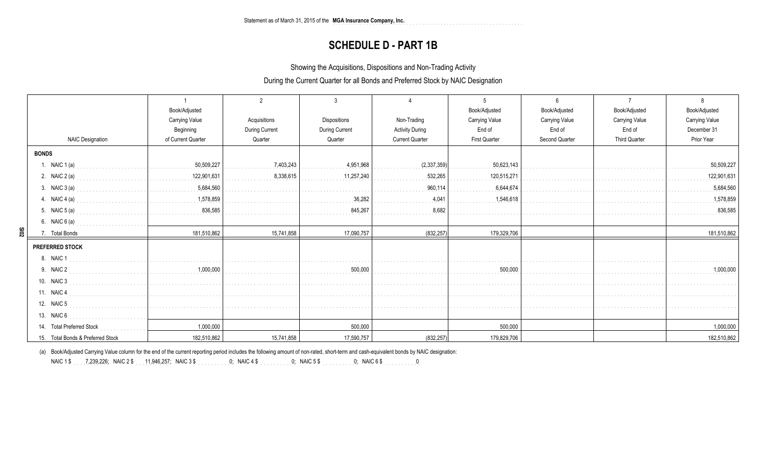Statement as of March 31, 2015 of the **MGA Insurance Company, Inc.**

# SCHEDULE D - PART 1B

Showing the Acquisitions, Dispositions and Non-Trading Activity

During the Current Quarter for all Bonds and Preferred Stock by NAIC Designation

| NAIC Designation | 1<br>Book/Adjusted Carrying Value Beginning of Current Quarter | 2<br>Acquisitions During Current Quarter | 3<br>Dispositions During Current Quarter | 4<br>Non-Trading Activity During Current Quarter | 5<br>Book/Adjusted Carrying Value End of First Quarter | 6<br>Book/Adjusted Carrying Value End of Second Quarter | 7<br>Book/Adjusted Carrying Value End of Third Quarter | 8<br>Book/Adjusted Carrying Value December 31 Prior Year |
|---|---|---|---|---|---|---|---|---|
| **BONDS** | | | | | | | | |
| 1. NAIC 1 (a) | 50,509,227 | 7,403,243 | 4,951,968 | (2,337,359) | 50,623,143 | | | 50,509,227 |
| 2. NAIC 2 (a) | 122,901,631 | 8,338,615 | 11,257,240 | 532,265 | 120,515,271 | | | 122,901,631 |
| 3. NAIC 3 (a) | 5,684,560 | | | 960,114 | 6,644,674 | | | 5,684,560 |
| 4. NAIC 4 (a) | 1,578,859 | | 36,282 | 4,041 | 1,546,618 | | | 1,578,859 |
| 5. NAIC 5 (a) | 836,585 | | 845,267 | 8,682 | | | | 836,585 |
| 6. NAIC 6 (a) | | | | | | | | |
| 7. Total Bonds | 181,510,862 | 15,741,858 | 17,090,757 | (832,257) | 179,329,706 | | | 181,510,862 |
| **PREFERRED STOCK** | | | | | | | | |
| 8. NAIC 1 | | | | | | | | |
| 9. NAIC 2 | 1,000,000 | | 500,000 | | 500,000 | | | 1,000,000 |
| 10. NAIC 3 | | | | | | | | |
| 11. NAIC 4 | | | | | | | | |
| 12. NAIC 5 | | | | | | | | |
| 13. NAIC 6 | | | | | | | | |
| 14. Total Preferred Stock | 1,000,000 | | 500,000 | | 500,000 | | | 1,000,000 |
| 15. Total Bonds & Preferred Stock | 182,510,862 | 15,741,858 | 17,590,757 | (832,257) | 179,829,706 | | | 182,510,862 |

(a) Book/Adjusted Carrying Value column for the end of the current reporting period includes the following amount of non-rated, short-term and cash-equivalent bonds by NAIC designation:

NAIC 1 $ 7,239,226; NAIC 2 $ 11,946,257; NAIC 3 $ 0; NAIC 4 $ 0; NAIC 5 $ 0; NAIC 6 $ 0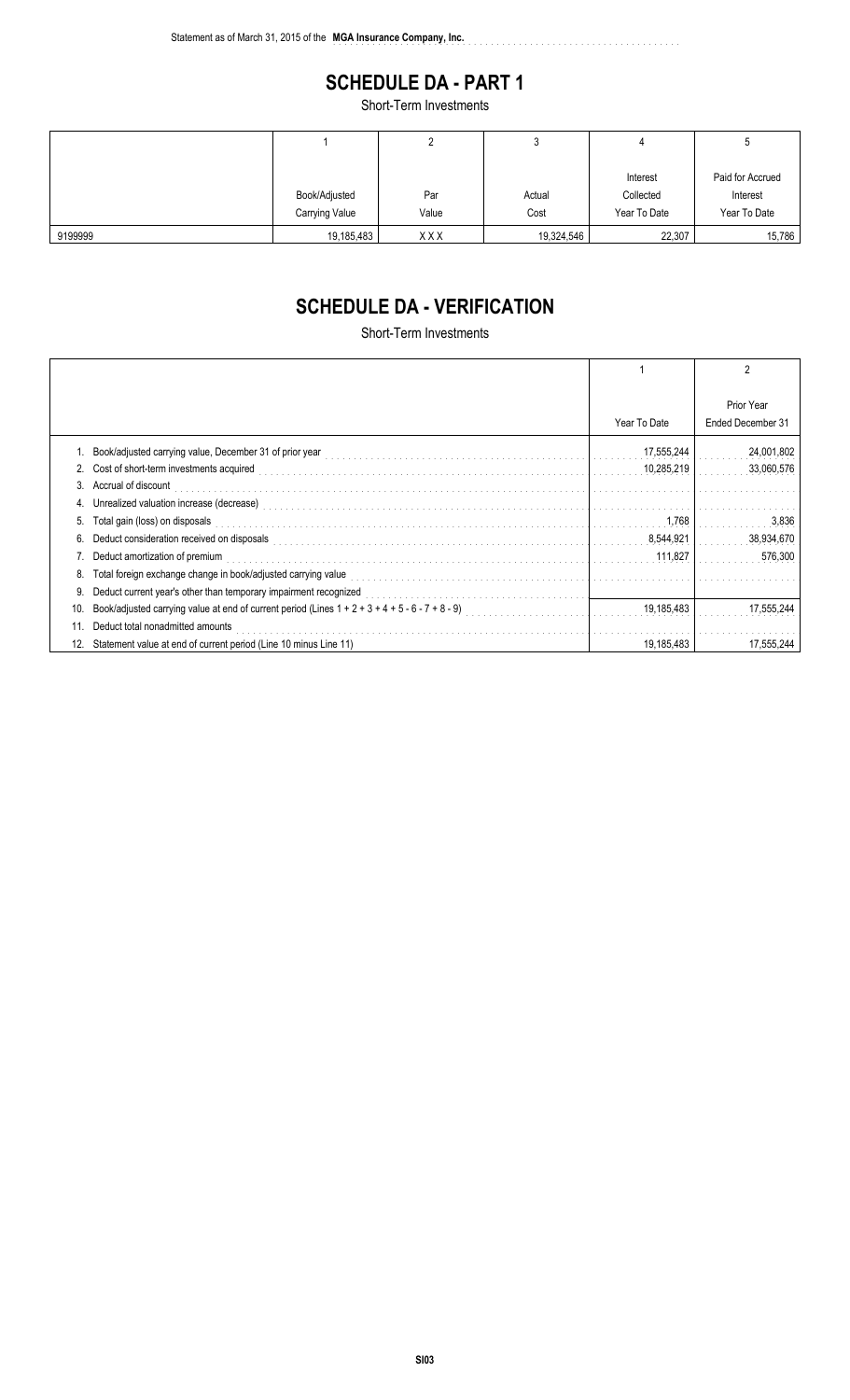# SCHEDULE DA - PART 1

Short-Term Investments

| | 1<br>Book/Adjusted Carrying Value | 2<br>Par Value | 3<br>Actual Cost | 4<br>Interest Collected Year To Date | 5<br>Paid for Accrued Interest Year To Date |
|---|---|---|---|---|---|
| 9199999 | 19,185,483 | X X X | 19,324,546 | 22,307 | 15,786 |

# SCHEDULE DA - VERIFICATION

Short-Term Investments

| | 1<br>Year To Date | 2<br>Prior Year Ended December 31 |
|---|---|---|
| 1. Book/adjusted carrying value, December 31 of prior year | 17,555,244 | 24,001,802 |
| 2. Cost of short-term investments acquired | 10,285,219 | 33,060,576 |
| 3. Accrual of discount | | |
| 4. Unrealized valuation increase (decrease) | | |
| 5. Total gain (loss) on disposals | 1,768 | 3,836 |
| 6. Deduct consideration received on disposals | 8,544,921 | 38,934,670 |
| 7. Deduct amortization of premium | 111,827 | 576,300 |
| 8. Total foreign exchange change in book/adjusted carrying value | | |
| 9. Deduct current year's other than temporary impairment recognized | | |
| 10. Book/adjusted carrying value at end of current period (Lines 1 + 2 + 3 + 4 + 5 - 6 - 7 + 8 - 9) | 19,185,483 | 17,555,244 |
| 11. Deduct total nonadmitted amounts | | |
| 12. Statement value at end of current period (Line 10 minus Line 11) | 19,185,483 | 17,555,244 |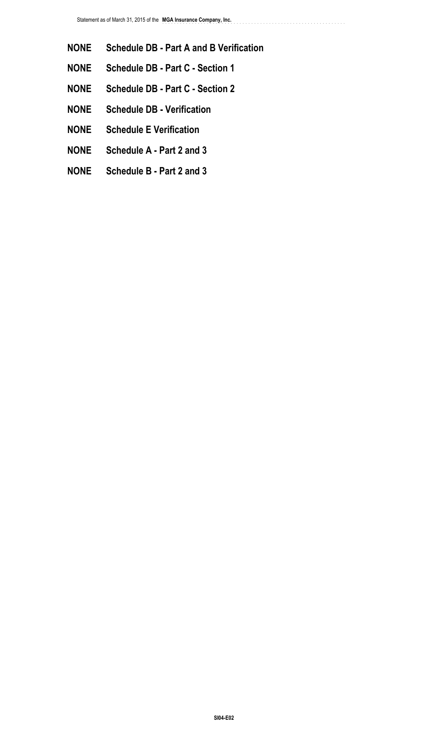**NONE** **Schedule DB - Part A and B Verification**

**NONE** **Schedule DB - Part C - Section 1**

**NONE** **Schedule DB - Part C - Section 2**

**NONE** **Schedule DB - Verification**

**NONE** **Schedule E Verification**

**NONE** **Schedule A - Part 2 and 3**

**NONE** **Schedule B - Part 2 and 3**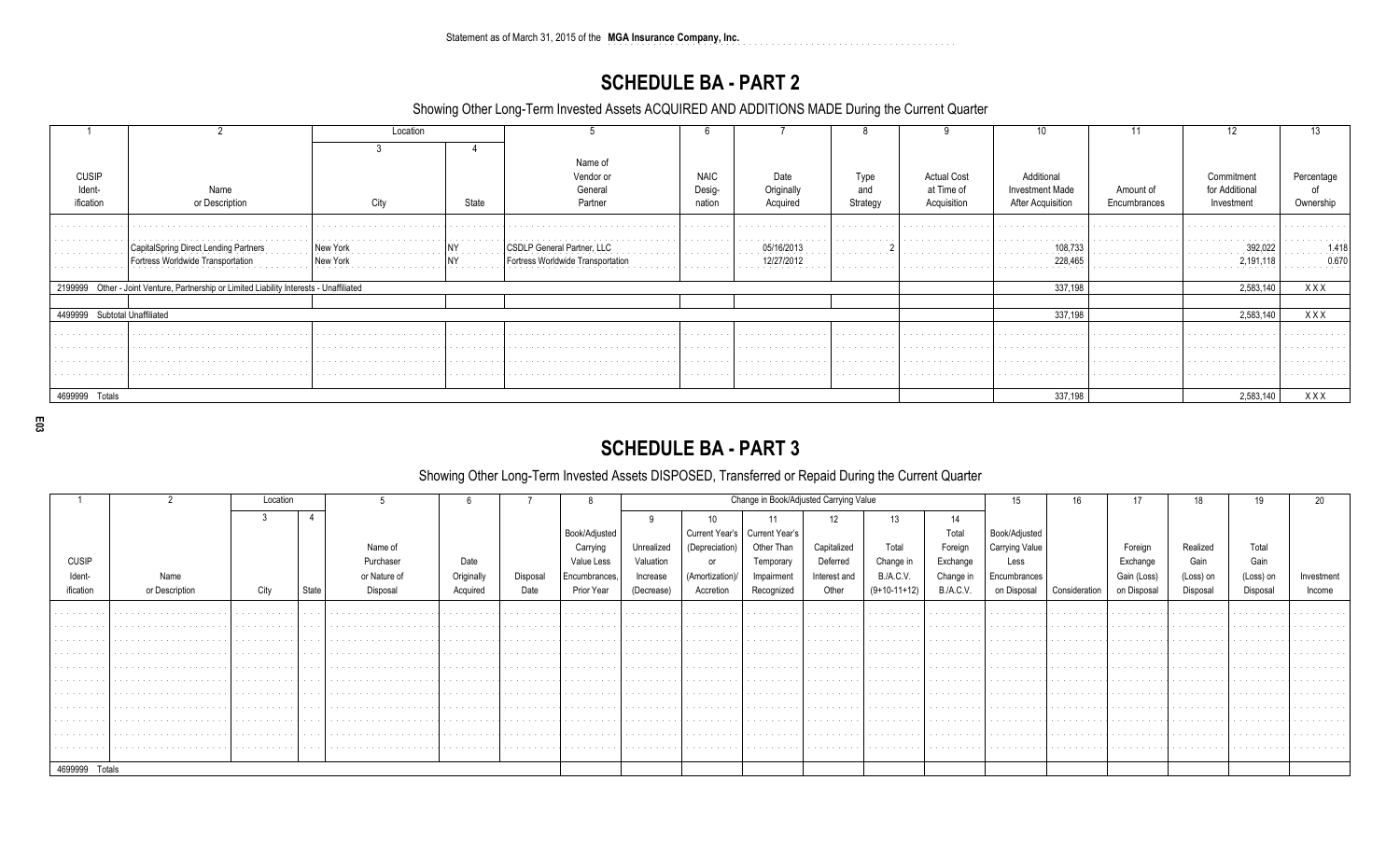Statement as of March 31, 2015 of the **MGA Insurance Company, Inc.**

# SCHEDULE BA - PART 2

## Showing Other Long-Term Invested Assets ACQUIRED AND ADDITIONS MADE During the Current Quarter

| 1 | 2 | Location | | 5 | 6 | 7 | 8 | 9 | 10 | 11 | 12 | 13 |
|---|---|---|---|---|---|---|---|---|---|---|---|---|
| | | 3 | 4 | | | | | | | | | |
| CUSIP Ident-ification | Name or Description | City | State | Name of Vendor or General Partner | NAIC Desig-nation | Date Originally Acquired | Type and Strategy | Actual Cost at Time of Acquisition | Additional Investment Made After Acquisition | Amount of Encumbrances | Commitment for Additional Investment | Percentage of Ownership |
| | CapitalSpring Direct Lending Partners | New York | NY | CSDLP General Partner, LLC | | 05/16/2013 | 2 | | 108,733 | | 392,022 | 1.418 |
| | Fortress Worldwide Transportation | New York | NY | Fortress Worldwide Transportation | | 12/27/2012 | | | 228,465 | | 2,191,118 | 0.670 |
| 2199999 Other - Joint Venture, Partnership or Limited Liability Interests - Unaffiliated | | | | | | | | | 337,198 | | 2,583,140 | XXX |
| 4499999 Subtotal Unaffiliated | | | | | | | | | 337,198 | | 2,583,140 | XXX |
| 4699999 Totals | | | | | | | | | 337,198 | | 2,583,140 | XXX |

# SCHEDULE BA - PART 3

## Showing Other Long-Term Invested Assets DISPOSED, Transferred or Repaid During the Current Quarter

| 1 | 2 | Location | | 5 | 6 | 7 | 8 | Change in Book/Adjusted Carrying Value | | | | | | 15 | 16 | 17 | 18 | 19 | 20 |
|---|---|---|---|---|---|---|---|---|---|---|---|---|---|---|---|---|---|---|---|
| | | 3 | 4 | | | | | 9 | 10 | 11 | 12 | 13 | 14 | | | | | | |
| CUSIP Ident-ification | Name or Description | City | State | Name of Purchaser or Nature of Disposal | Date Originally Acquired | Disposal Date | Book/Adjusted Carrying Value Less Encumbrances, Prior Year | Unrealized Valuation Increase (Decrease) | Current Year's (Depreciation) or (Amortization)/ Accretion | Current Year's Other Than Temporary Impairment Recognized | Capitalized Deferred Interest and Other | Total Change in B./A.C.V. (9+10-11+12) | Total Foreign Exchange Change in B./A.C.V. | Book/Adjusted Carrying Value Less Encumbrances on Disposal | Consideration | Foreign Exchange Gain (Loss) on Disposal | Realized Gain (Loss) on Disposal | Total Gain (Loss) on Disposal | Investment Income |
| 4699999 Totals | | | | | | | | | | | | | | | | | | | |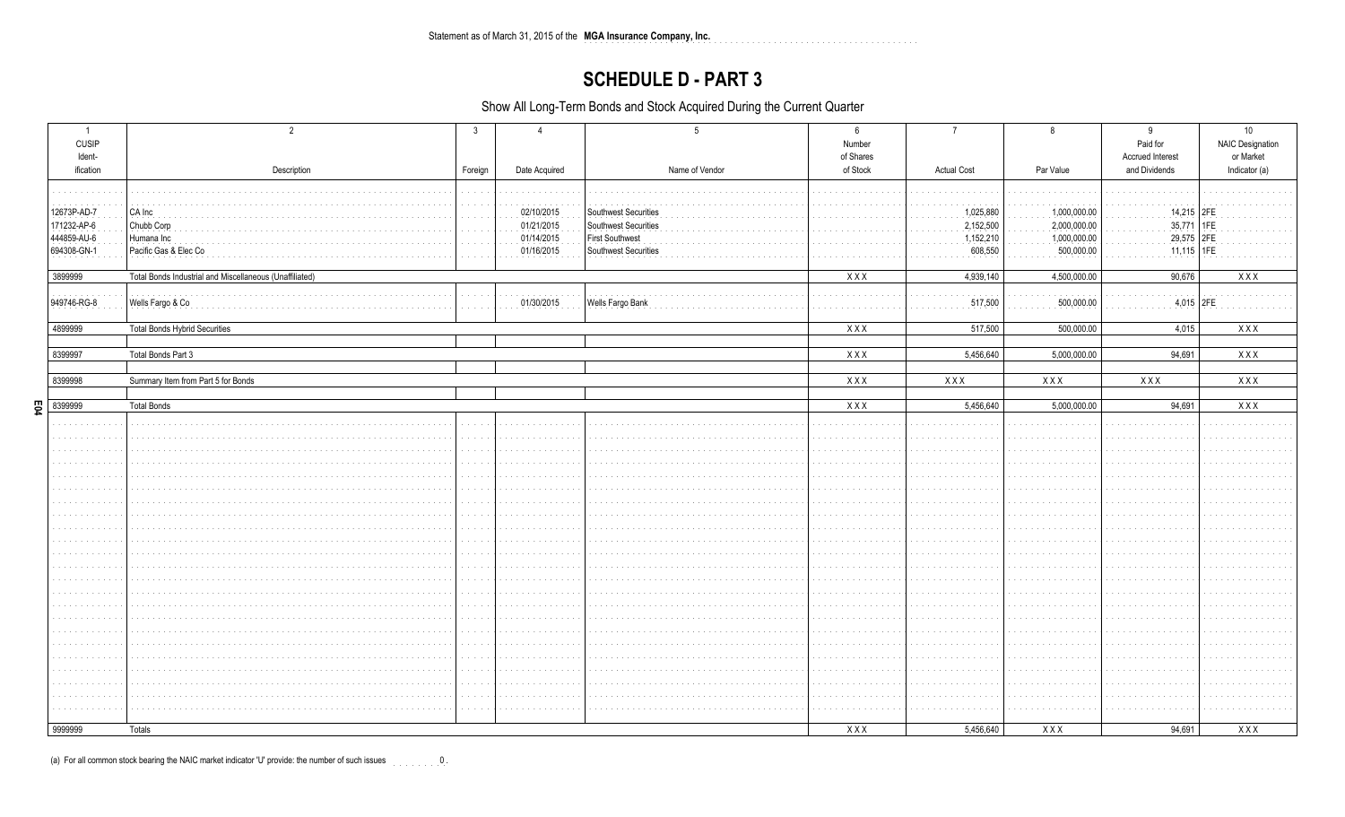Statement as of March 31, 2015 of the **MGA Insurance Company, Inc.**

# SCHEDULE D - PART 3

Show All Long-Term Bonds and Stock Acquired During the Current Quarter

| 1<br>CUSIP Ident-ification | 2<br>Description | 3<br>Foreign | 4<br>Date Acquired | 5<br>Name of Vendor | 6<br>Number of Shares of Stock | 7<br>Actual Cost | 8<br>Par Value | 9<br>Paid for Accrued Interest and Dividends | 10<br>NAIC Designation or Market Indicator (a) |
|---|---|---|---|---|---|---|---|---|---|
| 12673P-AD-7 | CA Inc |  | 02/10/2015 | Southwest Securities |  | 1,025,880 | 1,000,000.00 | 14,215 | 2FE |
| 171232-AP-6 | Chubb Corp |  | 01/21/2015 | Southwest Securities |  | 2,152,500 | 2,000,000.00 | 35,771 | 1FE |
| 444859-AU-6 | Humana Inc |  | 01/14/2015 | First Southwest |  | 1,152,210 | 1,000,000.00 | 29,575 | 2FE |
| 694308-GN-1 | Pacific Gas & Elec Co |  | 01/16/2015 | Southwest Securities |  | 608,550 | 500,000.00 | 11,115 | 1FE |
| 3899999 | Total Bonds Industrial and Miscellaneous (Unaffiliated) |  |  |  | XXX | 4,939,140 | 4,500,000.00 | 90,676 | XXX |
| 949746-RG-8 | Wells Fargo & Co |  | 01/30/2015 | Wells Fargo Bank |  | 517,500 | 500,000.00 | 4,015 | 2FE |
| 4899999 | Total Bonds Hybrid Securities |  |  |  | XXX | 517,500 | 500,000.00 | 4,015 | XXX |
| 8399997 | Total Bonds Part 3 |  |  |  | XXX | 5,456,640 | 5,000,000.00 | 94,691 | XXX |
| 8399998 | Summary Item from Part 5 for Bonds |  |  |  | XXX | XXX | XXX | XXX | XXX |
| 8399999 | Total Bonds |  |  |  | XXX | 5,456,640 | 5,000,000.00 | 94,691 | XXX |
| 9999999 | Totals |  |  |  | XXX | 5,456,640 | XXX | 94,691 | XXX |

(a) For all common stock bearing the NAIC market indicator 'U' provide: the number of such issues 0.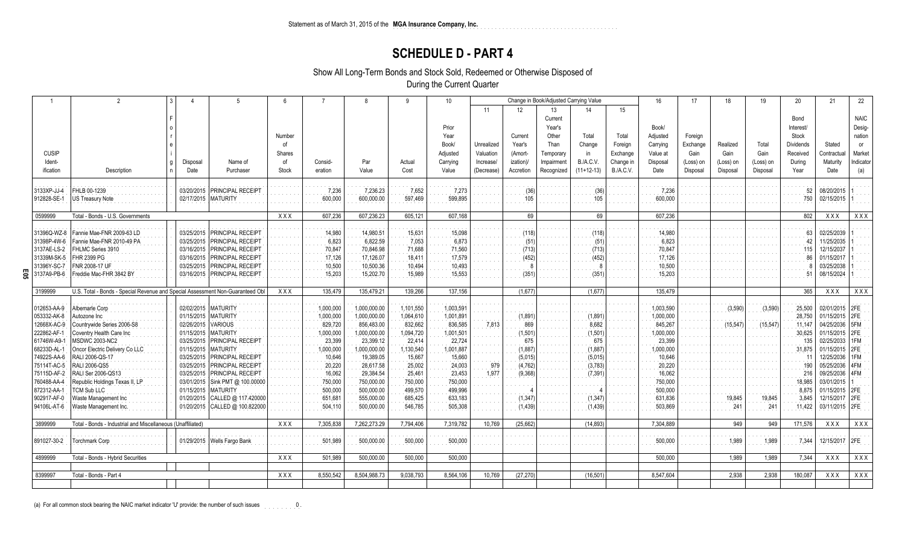Statement as of March 31, 2015 of the **MGA Insurance Company, Inc.**

# SCHEDULE D - PART 4

Show All Long-Term Bonds and Stock Sold, Redeemed or Otherwise Disposed of
During the Current Quarter

| 1 | 2 | 3 | 4 | 5 | 6 | 7 | 8 | 9 | 10 | 11 | 12 | 13 | 14 | 15 | 16 | 17 | 18 | 19 | 20 | 21 | 22 |
|---|---|---|---|---|---|---|---|---|---|---|---|---|---|---|---|---|---|---|---|---|---|
| | | | | | | | | | | Change in Book/Adjusted Carrying Value | | | | | | | | | | | |
| CUSIP Ident-ification | Description | Foreign | Disposal Date | Name of Purchaser | Number of Shares of Stock | Consid-eration | Par Value | Actual Cost | Prior Year Book/ Adjusted Carrying Value | Unrealized Valuation Increase/ (Decrease) | Current Year's (Amort-ization)/ Accretion | Current Year's Other Than Temporary Impairment Recognized | Total Change in B./A.C.V. (11+12-13) | Total Foreign Exchange Change in B./A.C.V. | Book/ Adjusted Carrying Value at Disposal Date | Foreign Exchange Gain (Loss) on Disposal | Realized Gain (Loss) on Disposal | Total Gain (Loss) on Disposal | Bond Interest/ Stock Dividends Received During Year | Stated Contractual Maturity Date | NAIC Desig-nation or Market Indicator (a) |
| 3133XP-JJ-4 | FHLB 00-1239 | | 03/20/2015 | PRINCIPAL RECEIPT | | 7,236 | 7,236.23 | 7,652 | 7,273 | | (36) | | (36) | | 7,236 | | | | 52 | 08/20/2015 | 1 |
| 912828-SE-1 | US Treasury Note | | 02/17/2015 | MATURITY | | 600,000 | 600,000.00 | 597,469 | 599,895 | | 105 | | 105 | | 600,000 | | | | 750 | 02/15/2015 | 1 |
| 0599999 | Total - Bonds - U.S. Governments | | | | XXX | 607,236 | 607,236.23 | 605,121 | 607,168 | | 69 | | 69 | | 607,236 | | | | 802 | XXX | XXX |
| 31396Q-WZ-8 | Fannie Mae-FNR 2009-63 LD | | 03/25/2015 | PRINCIPAL RECEIPT | | 14,980 | 14,980.51 | 15,631 | 15,098 | | (118) | | (118) | | 14,980 | | | | 63 | 02/25/2039 | 1 |
| 31398P-4W-6 | Fannie Mae-FNR 2010-49 PA | | 03/25/2015 | PRINCIPAL RECEIPT | | 6,823 | 6,822.59 | 7,053 | 6,873 | | (51) | | (51) | | 6,823 | | | | 42 | 11/25/2035 | 1 |
| 3137AE-LS-2 | FHLMC Series 3910 | | 03/16/2015 | PRINCIPAL RECEIPT | | 70,847 | 70,846.98 | 71,688 | 71,560 | | (713) | | (713) | | 70,847 | | | | 115 | 12/15/2037 | 1 |
| 31339M-SK-5 | FHR 2399 PG | | 03/16/2015 | PRINCIPAL RECEIPT | | 17,126 | 17,126.07 | 18,411 | 17,579 | | (452) | | (452) | | 17,126 | | | | 86 | 01/15/2017 | 1 |
| 31396Y-SC-7 | FNR 2008-17 UF | | 03/25/2015 | PRINCIPAL RECEIPT | | 10,500 | 10,500.36 | 10,494 | 10,493 | | 8 | | 8 | | 10,500 | | | | 8 | 03/25/2038 | 1 |
| 3137A9-PB-6 | Freddie Mac-FHR 3842 BY | | 03/16/2015 | PRINCIPAL RECEIPT | | 15,203 | 15,202.70 | 15,989 | 15,553 | | (351) | | (351) | | 15,203 | | | | 51 | 08/15/2024 | 1 |
| 3199999 | U.S. Total - Bonds - Special Revenue and Special Assessment Non-Guaranteed Obl | | | | XXX | 135,479 | 135,479.21 | 139,266 | 137,156 | | (1,677) | | (1,677) | | 135,479 | | | | 365 | XXX | XXX |
| 012653-AA-9 | Albemarle Corp | | 02/02/2015 | MATURITY | | 1,000,000 | 1,000,000.00 | 1,101,550 | 1,003,591 | | | | | | 1,003,590 | | (3,590) | (3,590) | 25,500 | 02/01/2015 | 2FE |
| 053332-AK-8 | Autozone Inc | | 01/15/2015 | MATURITY | | 1,000,000 | 1,000,000.00 | 1,064,610 | 1,001,891 | | (1,891) | | (1,891) | | 1,000,000 | | | | 28,750 | 01/15/2015 | 2FE |
| 12668X-AC-9 | Countrywide Series 2006-S8 | | 02/26/2015 | VARIOUS | | 829,720 | 856,483.00 | 832,662 | 836,585 | 7,813 | 869 | | 8,682 | | 845,267 | | (15,547) | (15,547) | 11,147 | 04/25/2036 | 5FM |
| 222862-AF-1 | Coventry Health Care Inc | | 01/15/2015 | MATURITY | | 1,000,000 | 1,000,000.00 | 1,094,720 | 1,001,501 | | (1,501) | | (1,501) | | 1,000,000 | | | | 30,625 | 01/15/2015 | 2FE |
| 61746W-A9-1 | MSDWC 2003-NC2 | | 03/25/2015 | PRINCIPAL RECEIPT | | 23,399 | 23,399.12 | 22,414 | 22,724 | | 675 | | 675 | | 23,399 | | | | 135 | 02/25/2033 | 1FM |
| 68233D-AL-1 | Oncor Electric Delivery Co LLC | | 01/15/2015 | MATURITY | | 1,000,000 | 1,000,000.00 | 1,130,540 | 1,001,887 | | (1,887) | | (1,887) | | 1,000,000 | | | | 31,875 | 01/15/2015 | 2FE |
| 74922S-AA-6 | RALI 2006-QS-17 | | 03/25/2015 | PRINCIPAL RECEIPT | | 10,646 | 19,389.05 | 15,667 | 15,660 | | (5,015) | | (5,015) | | 10,646 | | | | 11 | 12/25/2036 | 1FM |
| 75114T-AC-5 | RALI 2006-QS5 | | 03/25/2015 | PRINCIPAL RECEIPT | | 20,220 | 28,617.58 | 25,002 | 24,003 | 979 | (4,762) | | (3,783) | | 20,220 | | | | 190 | 05/25/2036 | 4FM |
| 75115D-AF-2 | RALI Ser 2006-QS13 | | 03/25/2015 | PRINCIPAL RECEIPT | | 16,062 | 29,384.54 | 25,461 | 23,453 | 1,977 | (9,368) | | (7,391) | | 16,062 | | | | 216 | 09/25/2036 | 4FM |
| 760488-AA-4 | Republic Holdings Texas II, LP | | 03/01/2015 | Sink PMT @ 100.00000 | | 750,000 | 750,000.00 | 750,000 | 750,000 | | | | | | 750,000 | | | | 18,985 | 03/01/2015 | 1 |
| 872312-AA-1 | TCM Sub LLC | | 01/15/2015 | MATURITY | | 500,000 | 500,000.00 | 499,570 | 499,996 | | 4 | | 4 | | 500,000 | | | | 8,875 | 01/15/2015 | 2FE |
| 902917-AF-0 | Waste Management Inc | | 01/20/2015 | CALLED @ 117.420000 | | 651,681 | 555,000.00 | 685,425 | 633,183 | | (1,347) | | (1,347) | | 631,836 | | 19,845 | 19,845 | 3,845 | 12/15/2017 | 2FE |
| 94106L-AT-6 | Waste Management Inc. | | 01/20/2015 | CALLED @ 100.822000 | | 504,110 | 500,000.00 | 546,785 | 505,308 | | (1,439) | | (1,439) | | 503,869 | | 241 | 241 | 11,422 | 03/11/2015 | 2FE |
| 3899999 | Total - Bonds - Industrial and Miscellaneous (Unaffiliated) | | | | XXX | 7,305,838 | 7,262,273.29 | 7,794,406 | 7,319,782 | 10,769 | (25,662) | | (14,893) | | 7,304,889 | | 949 | 949 | 171,576 | XXX | XXX |
| 891027-30-2 | Torchmark Corp | | 01/29/2015 | Wells Fargo Bank | | 501,989 | 500,000.00 | 500,000 | 500,000 | | | | | | 500,000 | | 1,989 | 1,989 | 7,344 | 12/15/2017 | 2FE |
| 4899999 | Total - Bonds - Hybrid Securities | | | | XXX | 501,989 | 500,000.00 | 500,000 | 500,000 | | | | | | 500,000 | | 1,989 | 1,989 | 7,344 | XXX | XXX |
| 8399997 | Total - Bonds - Part 4 | | | | XXX | 8,550,542 | 8,504,988.73 | 9,038,793 | 8,564,106 | 10,769 | (27,270) | | (16,501) | | 8,547,604 | | 2,938 | 2,938 | 180,087 | XXX | XXX |

(a) For all common stock bearing the NAIC market indicator 'U' provide: the number of such issues 0.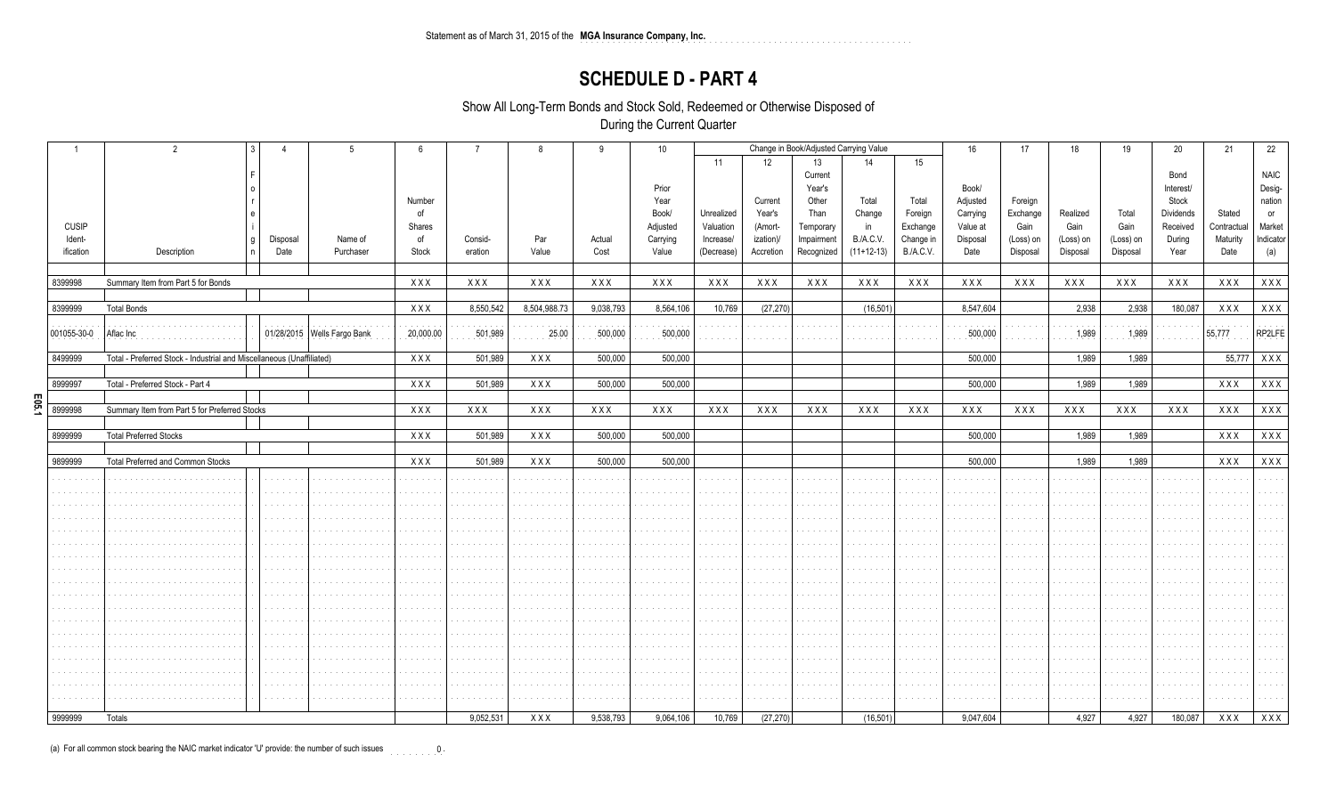Statement as of March 31, 2015 of the **MGA Insurance Company, Inc.**

# SCHEDULE D - PART 4

Show All Long-Term Bonds and Stock Sold, Redeemed or Otherwise Disposed of
During the Current Quarter

| 1 | 2 | 3 | 4 | 5 | 6 | 7 | 8 | 9 | 10 | Change in Book/Adjusted Carrying Value | | | | | 16 | 17 | 18 | 19 | 20 | 21 | 22 |
|---|---|---|---|---|---|---|---|---|---|---|---|---|---|---|---|---|---|---|---|---|---|
| | | | | | | | | | | 11 | 12 | 13 | 14 | 15 | | | | | | | |
| CUSIP Ident-ification | Description | Foreign | Disposal Date | Name of Purchaser | Number of Shares of Stock | Consid-eration | Par Value | Actual Cost | Prior Year Book/ Adjusted Carrying Value | Unrealized Valuation Increase/ (Decrease) | Current Year's (Amort-ization)/ Accretion | Current Year's Other Than Temporary Impairment Recognized | Total Change in B./A.C.V. (11+12-13) | Total Foreign Exchange Change in B./A.C.V. | Book/ Adjusted Carrying Value at Disposal Date | Foreign Exchange Gain (Loss) on Disposal | Realized Gain (Loss) on Disposal | Total Gain (Loss) on Disposal | Bond Interest/ Stock Dividends Received During Year | Stated Contractual Maturity Date | NAIC Desig-nation or Market Indicator (a) |
| 8399998 | Summary Item from Part 5 for Bonds | | | | XXX | XXX | XXX | XXX | XXX | XXX | XXX | XXX | XXX | XXX | XXX | XXX | XXX | XXX | XXX | XXX | XXX |
| 8399999 | Total Bonds | | | | XXX | 8,550,542 | 8,504,988.73 | 9,038,793 | 8,564,106 | 10,769 | (27,270) | | (16,501) | | 8,547,604 | | 2,938 | 2,938 | 180,087 | XXX | XXX |
| 001055-30-0 | Aflac Inc | | 01/28/2015 | Wells Fargo Bank | 20,000.00 | 501,989 | 25.00 | 500,000 | 500,000 | | | | | | 500,000 | | 1,989 | 1,989 | | 55,777 | RP2LFE |
| 8499999 | Total - Preferred Stock - Industrial and Miscellaneous (Unaffiliated) | | | | XXX | 501,989 | XXX | 500,000 | 500,000 | | | | | | 500,000 | | 1,989 | 1,989 | | 55,777 | XXX |
| 8999997 | Total - Preferred Stock - Part 4 | | | | XXX | 501,989 | XXX | 500,000 | 500,000 | | | | | | 500,000 | | 1,989 | 1,989 | | XXX | XXX |
| 8999998 | Summary Item from Part 5 for Preferred Stocks | | | | XXX | XXX | XXX | XXX | XXX | XXX | XXX | XXX | XXX | XXX | XXX | XXX | XXX | XXX | XXX | XXX | XXX |
| 8999999 | Total Preferred Stocks | | | | XXX | 501,989 | XXX | 500,000 | 500,000 | | | | | | 500,000 | | 1,989 | 1,989 | | XXX | XXX |
| 9899999 | Total Preferred and Common Stocks | | | | XXX | 501,989 | XXX | 500,000 | 500,000 | | | | | | 500,000 | | 1,989 | 1,989 | | XXX | XXX |
| 9999999 | Totals | | | | | 9,052,531 | XXX | 9,538,793 | 9,064,106 | 10,769 | (27,270) | | (16,501) | | 9,047,604 | | 4,927 | 4,927 | 180,087 | XXX | XXX |

(a) For all common stock bearing the NAIC market indicator 'U' provide: the number of such issues 0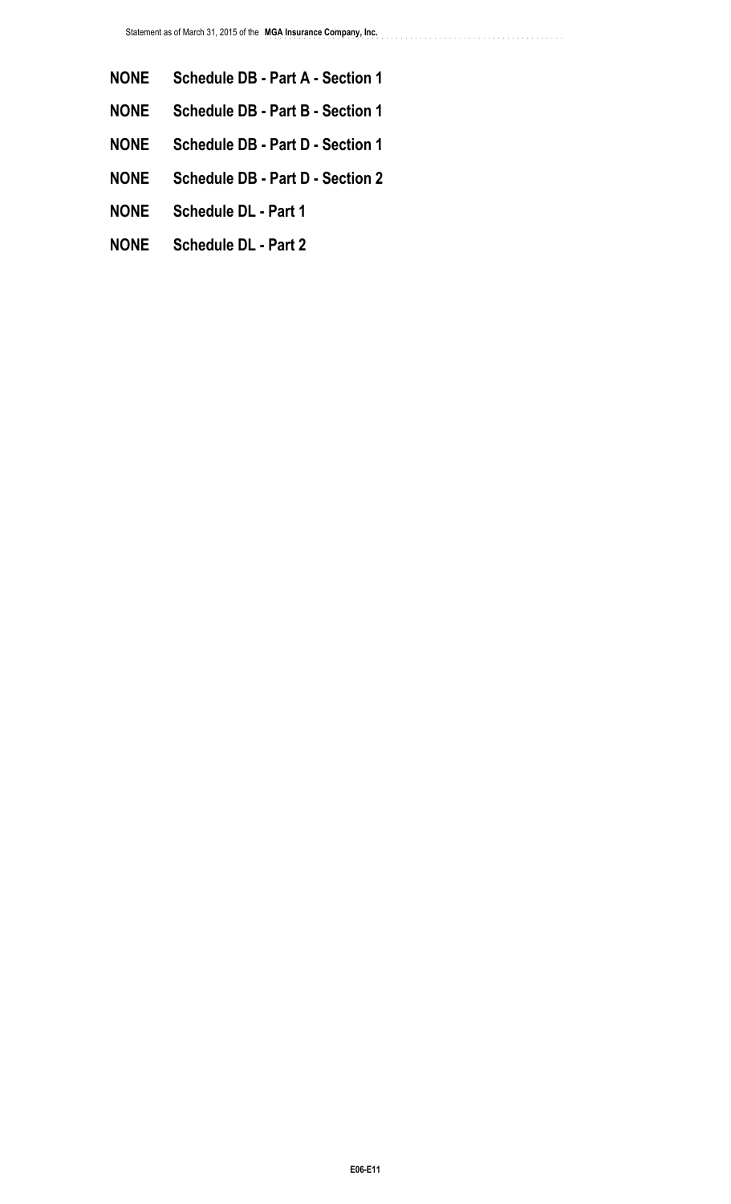**NONE** **Schedule DB - Part A - Section 1**

**NONE** **Schedule DB - Part B - Section 1**

**NONE** **Schedule DB - Part D - Section 1**

**NONE** **Schedule DB - Part D - Section 2**

**NONE** **Schedule DL - Part 1**

**NONE** **Schedule DL - Part 2**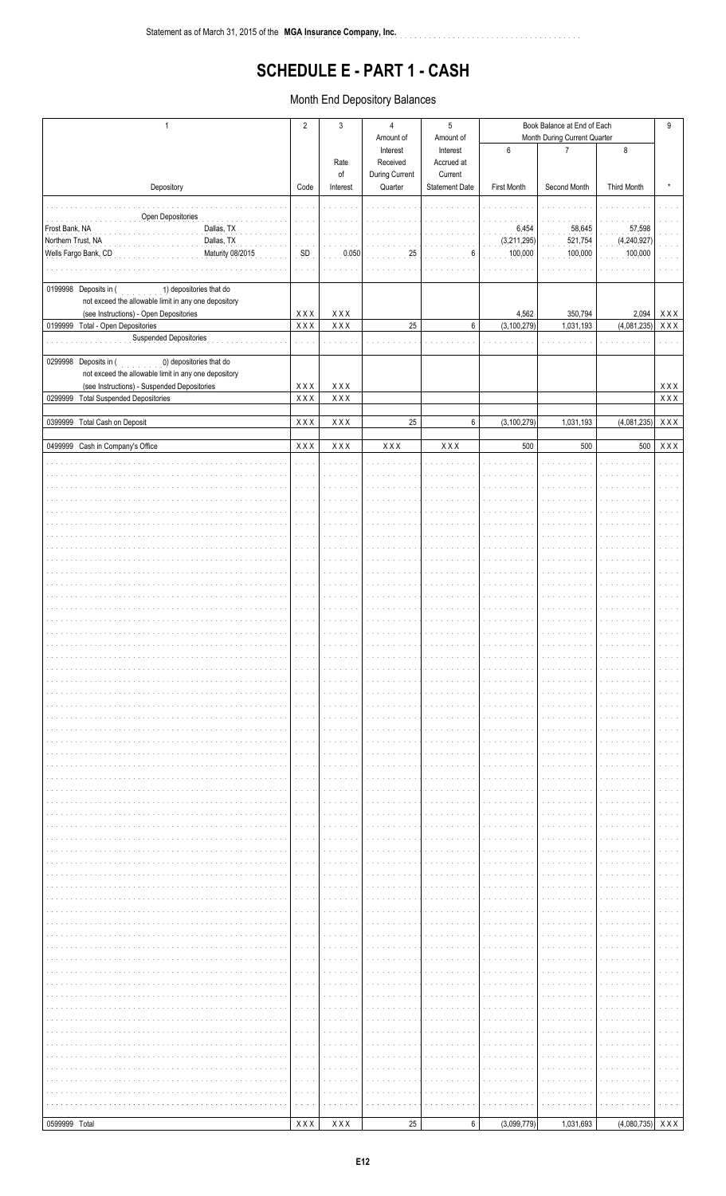Statement as of March 31, 2015 of the **MGA Insurance Company, Inc.**

# SCHEDULE E - PART 1 - CASH

## Month End Depository Balances

| 1 | 2 | 3 | 4 | 5 | Book Balance at End of Each Month During Current Quarter | | | 9 |
|---|---|---|---|---|---|---|---|---|
| Depository | Code | Rate of Interest | Amount of Interest Received During Current Quarter | Amount of Interest Accrued at Current Statement Date | 6<br>First Month | 7<br>Second Month | 8<br>Third Month | * |
| Open Depositories | | | | | | | | |
| Frost Bank, NA Dallas, TX | | | | | 6,454 | 58,645 | 57,598 | |
| Northern Trust, NA Dallas, TX | | | | | (3,211,295) | 521,754 | (4,240,927) | |
| Wells Fargo Bank, CD Maturity 08/2015 | SD | 0.050 | 25 | 6 | 100,000 | 100,000 | 100,000 | |
| 0199998 Deposits in ( 1) depositories that do not exceed the allowable limit in any one depository (see Instructions) - Open Depositories | XXX | XXX | | | 4,562 | 350,794 | 2,094 | XXX |
| 0199999 Total - Open Depositories | XXX | XXX | 25 | 6 | (3,100,279) | 1,031,193 | (4,081,235) | XXX |
| Suspended Depositories | | | | | | | | |
| 0299998 Deposits in ( 0) depositories that do not exceed the allowable limit in any one depository (see Instructions) - Suspended Depositories | XXX | XXX | | | | | | XXX |
| 0299999 Total Suspended Depositories | XXX | XXX | | | | | | XXX |
| 0399999 Total Cash on Deposit | XXX | XXX | 25 | 6 | (3,100,279) | 1,031,193 | (4,081,235) | XXX |
| 0499999 Cash in Company's Office | XXX | XXX | XXX | XXX | 500 | 500 | 500 | XXX |
| 0599999 Total | XXX | XXX | 25 | 6 | (3,099,779) | 1,031,693 | (4,080,735) | XXX |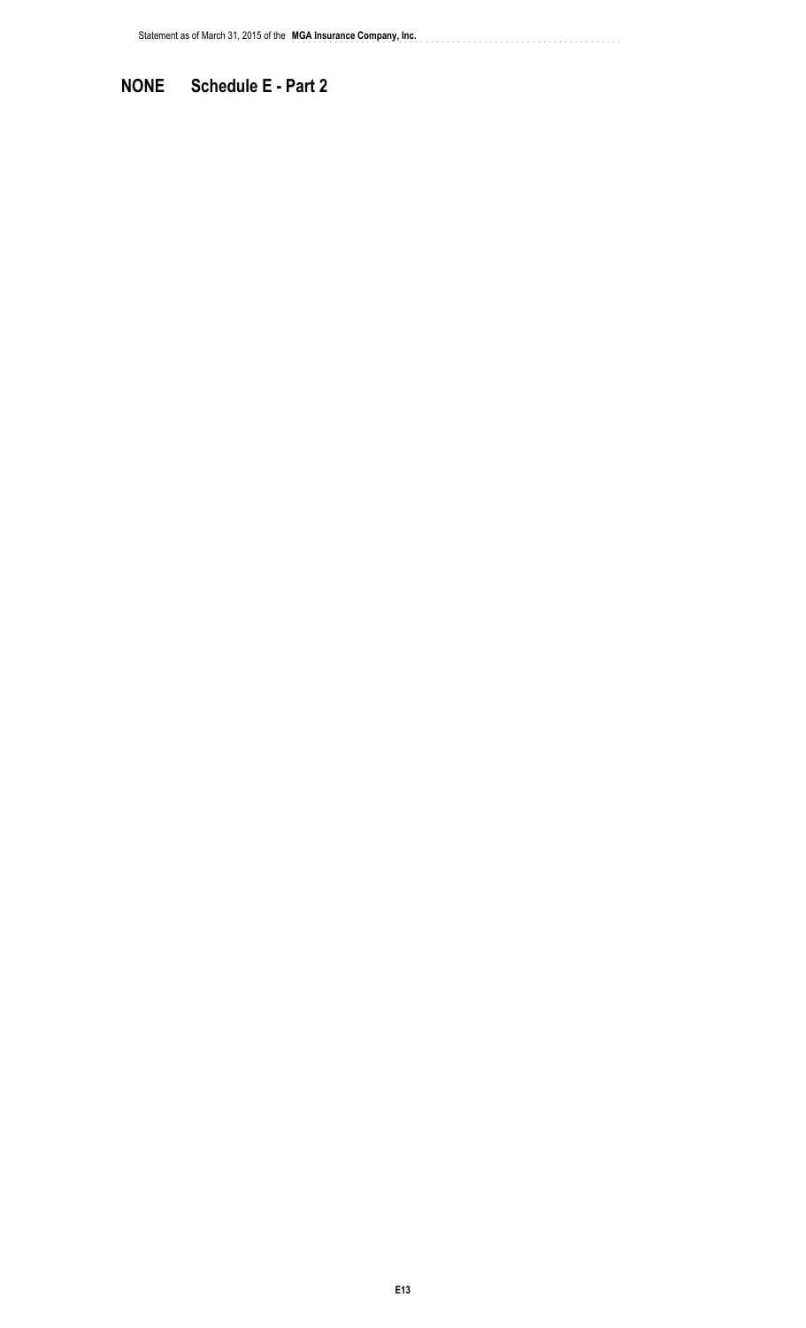# NONE Schedule E - Part 2